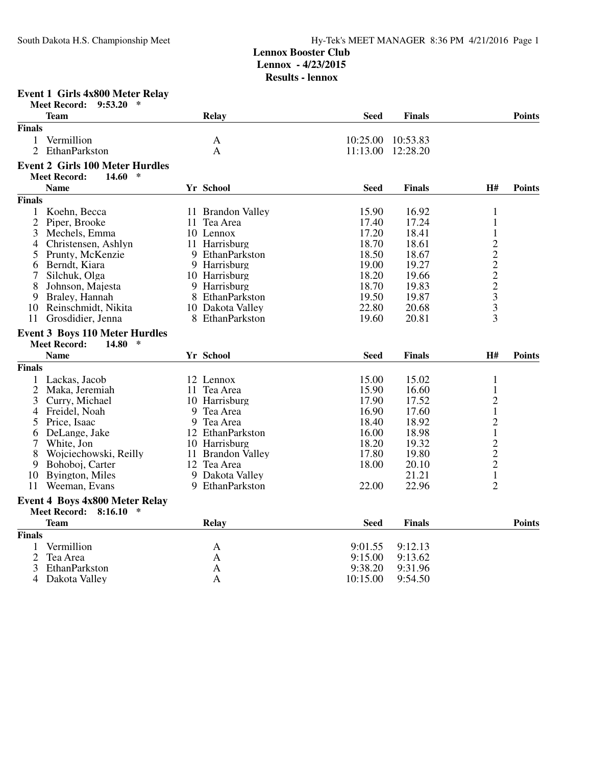South Dakota H.S. Championship Meet

# Lennox Booster Club
## Lennox - 4/23/2015
## Results - lennox

### Event 1 Girls 4x800 Meter Relay

Meet Record: 9:53.20 *

| | Team | Relay | Seed | Finals | Points |
|---|---|---|---|---|---|
| **Finals** | | | | | |
| 1 | Vermillion | A | 10:25.00 | 10:53.83 | |
| 2 | EthanParkston | A | 11:13.00 | 12:28.20 | |

### Event 2 Girls 100 Meter Hurdles

Meet Record: 14.60 *

| | Name | Yr | School | Seed | Finals | H# | Points |
|---|---|---|---|---|---|---|---|
| **Finals** | | | | | | | |
| 1 | Koehn, Becca | 11 | Brandon Valley | 15.90 | 16.92 | 1 | |
| 2 | Piper, Brooke | 11 | Tea Area | 17.40 | 17.24 | 1 | |
| 3 | Mechels, Emma | 10 | Lennox | 17.20 | 18.41 | 1 | |
| 4 | Christensen, Ashlyn | 11 | Harrisburg | 18.70 | 18.61 | 2 | |
| 5 | Prunty, McKenzie | 9 | EthanParkston | 18.50 | 18.67 | 2 | |
| 6 | Berndt, Kiara | 9 | Harrisburg | 19.00 | 19.27 | 2 | |
| 7 | Silchuk, Olga | 10 | Harrisburg | 18.20 | 19.66 | 2 | |
| 8 | Johnson, Majesta | 9 | Harrisburg | 18.70 | 19.83 | 2 | |
| 9 | Braley, Hannah | 8 | EthanParkston | 19.50 | 19.87 | 3 | |
| 10 | Reinschmidt, Nikita | 10 | Dakota Valley | 22.80 | 20.68 | 3 | |
| 11 | Grosdidier, Jenna | 8 | EthanParkston | 19.60 | 20.81 | 3 | |

### Event 3 Boys 110 Meter Hurdles

Meet Record: 14.80 *

| | Name | Yr | School | Seed | Finals | H# | Points |
|---|---|---|---|---|---|---|---|
| **Finals** | | | | | | | |
| 1 | Lackas, Jacob | 12 | Lennox | 15.00 | 15.02 | 1 | |
| 2 | Maka, Jeremiah | 11 | Tea Area | 15.90 | 16.60 | 1 | |
| 3 | Curry, Michael | 10 | Harrisburg | 17.90 | 17.52 | 2 | |
| 4 | Freidel, Noah | 9 | Tea Area | 16.90 | 17.60 | 1 | |
| 5 | Price, Isaac | 9 | Tea Area | 18.40 | 18.92 | 2 | |
| 6 | DeLange, Jake | 12 | EthanParkston | 16.00 | 18.98 | 1 | |
| 7 | White, Jon | 10 | Harrisburg | 18.20 | 19.32 | 2 | |
| 8 | Wojciechowski, Reilly | 11 | Brandon Valley | 17.80 | 19.80 | 2 | |
| 9 | Bohoboj, Carter | 12 | Tea Area | 18.00 | 20.10 | 2 | |
| 10 | Byington, Miles | 9 | Dakota Valley | | 21.21 | 1 | |
| 11 | Weeman, Evans | 9 | EthanParkston | 22.00 | 22.96 | 2 | |

### Event 4 Boys 4x800 Meter Relay

Meet Record: 8:16.10 *

| | Team | Relay | Seed | Finals | Points |
|---|---|---|---|---|---|
| **Finals** | | | | | |
| 1 | Vermillion | A | 9:01.55 | 9:12.13 | |
| 2 | Tea Area | A | 9:15.00 | 9:13.62 | |
| 3 | EthanParkston | A | 9:38.20 | 9:31.96 | |
| 4 | Dakota Valley | A | 10:15.00 | 9:54.50 | |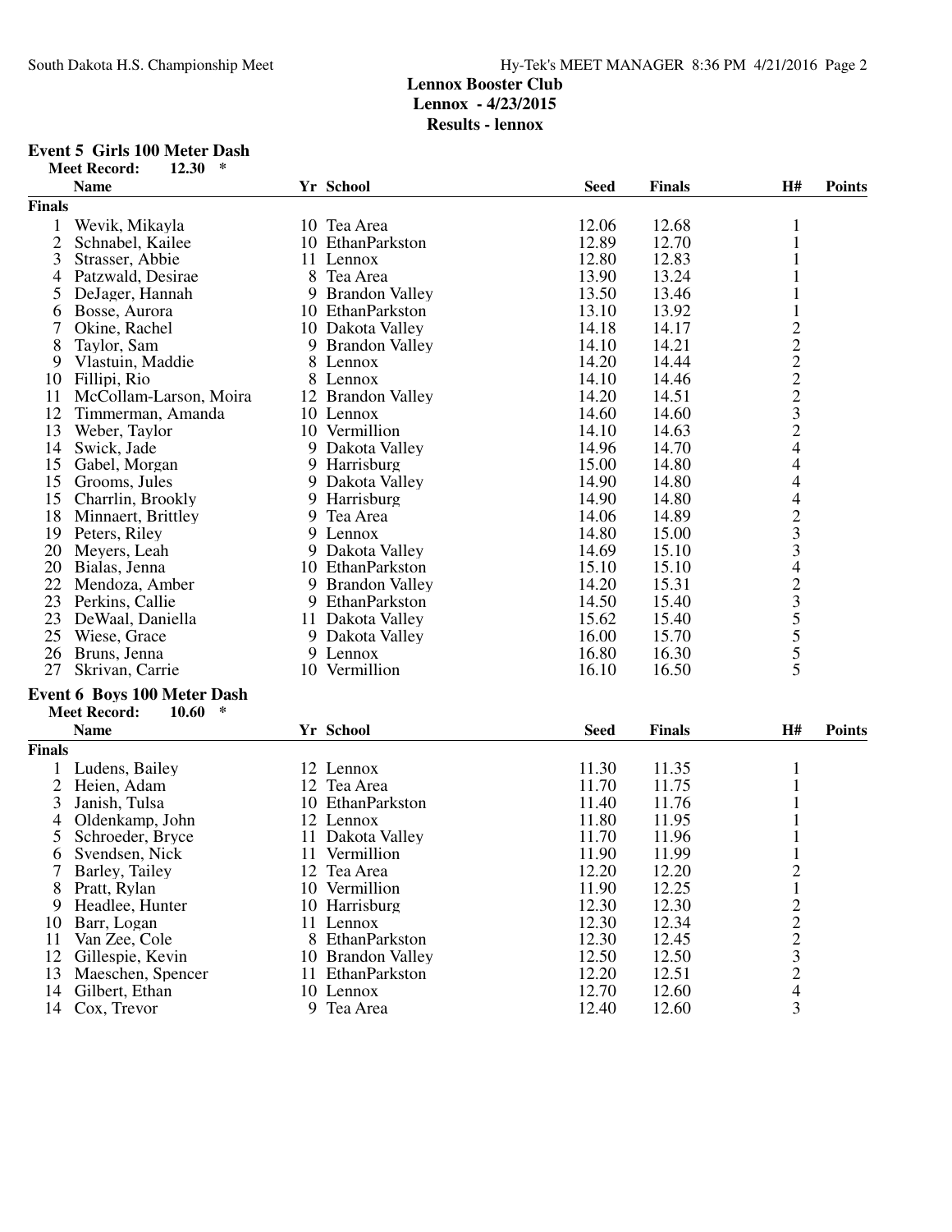## Lennox Booster Club

**Lennox - 4/23/2015**

**Results - lennox**

### Event 5 Girls 100 Meter Dash

**Meet Record: 12.30 ***

| | Name | Yr | School | Seed | Finals | H# | Points |
|---|---|---|---|---|---|---|---|
| **Finals** | | | | | | | |
| 1 | Wevik, Mikayla | 10 | Tea Area | 12.06 | 12.68 | 1 | |
| 2 | Schnabel, Kailee | 10 | EthanParkston | 12.89 | 12.70 | 1 | |
| 3 | Strasser, Abbie | 11 | Lennox | 12.80 | 12.83 | 1 | |
| 4 | Patzwald, Desirae | 8 | Tea Area | 13.90 | 13.24 | 1 | |
| 5 | DeJager, Hannah | 9 | Brandon Valley | 13.50 | 13.46 | 1 | |
| 6 | Bosse, Aurora | 10 | EthanParkston | 13.10 | 13.92 | 1 | |
| 7 | Okine, Rachel | 10 | Dakota Valley | 14.18 | 14.17 | 2 | |
| 8 | Taylor, Sam | 9 | Brandon Valley | 14.10 | 14.21 | 2 | |
| 9 | Vlastuin, Maddie | 8 | Lennox | 14.20 | 14.44 | 2 | |
| 10 | Fillipi, Rio | 8 | Lennox | 14.10 | 14.46 | 2 | |
| 11 | McCollam-Larson, Moira | 12 | Brandon Valley | 14.20 | 14.51 | 2 | |
| 12 | Timmerman, Amanda | 10 | Lennox | 14.60 | 14.60 | 3 | |
| 13 | Weber, Taylor | 10 | Vermillion | 14.10 | 14.63 | 2 | |
| 14 | Swick, Jade | 9 | Dakota Valley | 14.96 | 14.70 | 4 | |
| 15 | Gabel, Morgan | 9 | Harrisburg | 15.00 | 14.80 | 4 | |
| 15 | Grooms, Jules | 9 | Dakota Valley | 14.90 | 14.80 | 4 | |
| 15 | Charrlin, Brookly | 9 | Harrisburg | 14.90 | 14.80 | 4 | |
| 18 | Minnaert, Brittley | 9 | Tea Area | 14.06 | 14.89 | 2 | |
| 19 | Peters, Riley | 9 | Lennox | 14.80 | 15.00 | 3 | |
| 20 | Meyers, Leah | 9 | Dakota Valley | 14.69 | 15.10 | 3 | |
| 20 | Bialas, Jenna | 10 | EthanParkston | 15.10 | 15.10 | 4 | |
| 22 | Mendoza, Amber | 9 | Brandon Valley | 14.20 | 15.31 | 2 | |
| 23 | Perkins, Callie | 9 | EthanParkston | 14.50 | 15.40 | 3 | |
| 23 | DeWaal, Daniella | 11 | Dakota Valley | 15.62 | 15.40 | 5 | |
| 25 | Wiese, Grace | 9 | Dakota Valley | 16.00 | 15.70 | 5 | |
| 26 | Bruns, Jenna | 9 | Lennox | 16.80 | 16.30 | 5 | |
| 27 | Skrivan, Carrie | 10 | Vermillion | 16.10 | 16.50 | 5 | |

### Event 6 Boys 100 Meter Dash

**Meet Record: 10.60 ***

| | Name | Yr | School | Seed | Finals | H# | Points |
|---|---|---|---|---|---|---|---|
| **Finals** | | | | | | | |
| 1 | Ludens, Bailey | 12 | Lennox | 11.30 | 11.35 | 1 | |
| 2 | Heien, Adam | 12 | Tea Area | 11.70 | 11.75 | 1 | |
| 3 | Janish, Tulsa | 10 | EthanParkston | 11.40 | 11.76 | 1 | |
| 4 | Oldenkamp, John | 12 | Lennox | 11.80 | 11.95 | 1 | |
| 5 | Schroeder, Bryce | 11 | Dakota Valley | 11.70 | 11.96 | 1 | |
| 6 | Svendsen, Nick | 11 | Vermillion | 11.90 | 11.99 | 1 | |
| 7 | Barley, Tailey | 12 | Tea Area | 12.20 | 12.20 | 2 | |
| 8 | Pratt, Rylan | 10 | Vermillion | 11.90 | 12.25 | 1 | |
| 9 | Headlee, Hunter | 10 | Harrisburg | 12.30 | 12.30 | 2 | |
| 10 | Barr, Logan | 11 | Lennox | 12.30 | 12.34 | 2 | |
| 11 | Van Zee, Cole | 8 | EthanParkston | 12.30 | 12.45 | 2 | |
| 12 | Gillespie, Kevin | 10 | Brandon Valley | 12.50 | 12.50 | 3 | |
| 13 | Maeschen, Spencer | 11 | EthanParkston | 12.20 | 12.51 | 2 | |
| 14 | Gilbert, Ethan | 10 | Lennox | 12.70 | 12.60 | 4 | |
| 14 | Cox, Trevor | 9 | Tea Area | 12.40 | 12.60 | 3 | |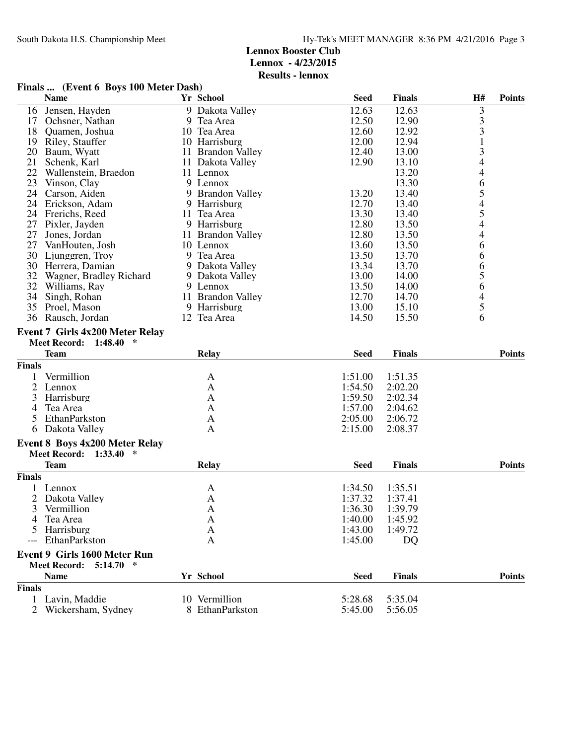# Lennox Booster Club
## Lennox - 4/23/2015
### Results - lennox

**Finals ... (Event 6 Boys 100 Meter Dash)**

| | Name | Yr | School | Seed | Finals | H# | Points |
|---|---|---|---|---|---|---|---|
| 16 | Jensen, Hayden | 9 | Dakota Valley | 12.63 | 12.63 | 3 | |
| 17 | Ochsner, Nathan | 9 | Tea Area | 12.50 | 12.90 | 3 | |
| 18 | Quamen, Joshua | 10 | Tea Area | 12.60 | 12.92 | 3 | |
| 19 | Riley, Stauffer | 10 | Harrisburg | 12.00 | 12.94 | 1 | |
| 20 | Baum, Wyatt | 11 | Brandon Valley | 12.40 | 13.00 | 3 | |
| 21 | Schenk, Karl | 11 | Dakota Valley | 12.90 | 13.10 | 4 | |
| 22 | Wallenstein, Braedon | 11 | Lennox | | 13.20 | 4 | |
| 23 | Vinson, Clay | 9 | Lennox | | 13.30 | 6 | |
| 24 | Carson, Aiden | 9 | Brandon Valley | 13.20 | 13.40 | 5 | |
| 24 | Erickson, Adam | 9 | Harrisburg | 12.70 | 13.40 | 4 | |
| 24 | Frerichs, Reed | 11 | Tea Area | 13.30 | 13.40 | 5 | |
| 27 | Pixler, Jayden | 9 | Harrisburg | 12.80 | 13.50 | 4 | |
| 27 | Jones, Jordan | 11 | Brandon Valley | 12.80 | 13.50 | 4 | |
| 27 | VanHouten, Josh | 10 | Lennox | 13.60 | 13.50 | 6 | |
| 30 | Ljunggren, Troy | 9 | Tea Area | 13.50 | 13.70 | 6 | |
| 30 | Herrera, Damian | 9 | Dakota Valley | 13.34 | 13.70 | 6 | |
| 32 | Wagner, Bradley Richard | 9 | Dakota Valley | 13.00 | 14.00 | 5 | |
| 32 | Williams, Ray | 9 | Lennox | 13.50 | 14.00 | 6 | |
| 34 | Singh, Rohan | 11 | Brandon Valley | 12.70 | 14.70 | 4 | |
| 35 | Proel, Mason | 9 | Harrisburg | 13.00 | 15.10 | 5 | |
| 36 | Rausch, Jordan | 12 | Tea Area | 14.50 | 15.50 | 6 | |

**Event 7 Girls 4x200 Meter Relay**

Meet Record: 1:48.40 *

| | Team | Relay | Seed | Finals | Points |
|---|---|---|---|---|---|
| **Finals** | | | | | |
| 1 | Vermillion | A | 1:51.00 | 1:51.35 | |
| 2 | Lennox | A | 1:54.50 | 2:02.20 | |
| 3 | Harrisburg | A | 1:59.50 | 2:02.34 | |
| 4 | Tea Area | A | 1:57.00 | 2:04.62 | |
| 5 | EthanParkston | A | 2:05.00 | 2:06.72 | |
| 6 | Dakota Valley | A | 2:15.00 | 2:08.37 | |

**Event 8 Boys 4x200 Meter Relay**

Meet Record: 1:33.40 *

| | Team | Relay | Seed | Finals | Points |
|---|---|---|---|---|---|
| **Finals** | | | | | |
| 1 | Lennox | A | 1:34.50 | 1:35.51 | |
| 2 | Dakota Valley | A | 1:37.32 | 1:37.41 | |
| 3 | Vermillion | A | 1:36.30 | 1:39.79 | |
| 4 | Tea Area | A | 1:40.00 | 1:45.92 | |
| 5 | Harrisburg | A | 1:43.00 | 1:49.72 | |
| --- | EthanParkston | A | 1:45.00 | DQ | |

**Event 9 Girls 1600 Meter Run**

Meet Record: 5:14.70 *

| | Name | Yr | School | Seed | Finals | Points |
|---|---|---|---|---|---|---|
| **Finals** | | | | | | |
| 1 | Lavin, Maddie | 10 | Vermillion | 5:28.68 | 5:35.04 | |
| 2 | Wickersham, Sydney | 8 | EthanParkston | 5:45.00 | 5:56.05 | |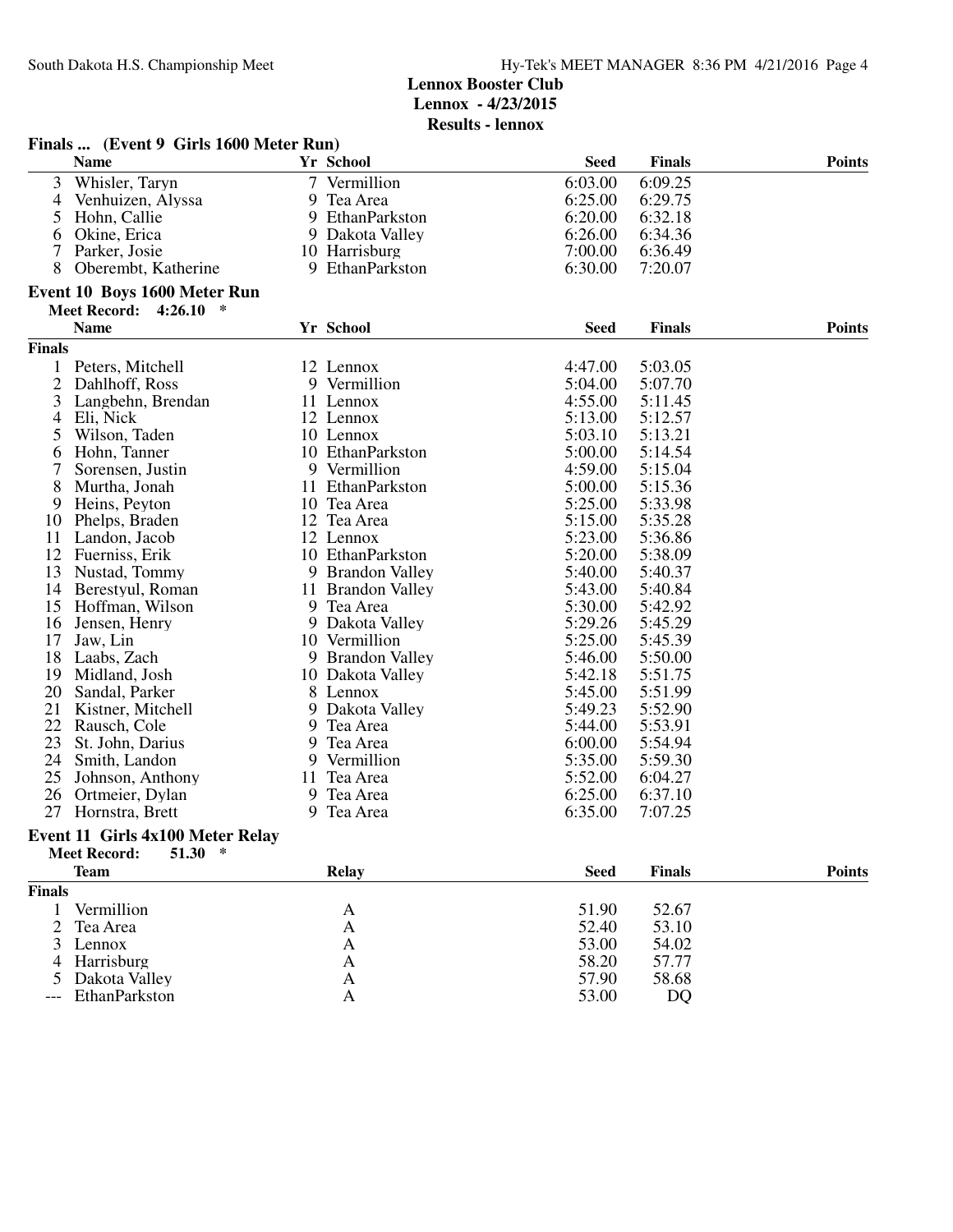**Lennox Booster Club**
**Lennox - 4/23/2015**
**Results - lennox**

### Finals ... (Event 9 Girls 1600 Meter Run)

| | Name | Yr | School | Seed | Finals | Points |
|---|---|---|---|---|---|---|
| 3 | Whisler, Taryn | 7 | Vermillion | 6:03.00 | 6:09.25 | |
| 4 | Venhuizen, Alyssa | 9 | Tea Area | 6:25.00 | 6:29.75 | |
| 5 | Hohn, Callie | 9 | EthanParkston | 6:20.00 | 6:32.18 | |
| 6 | Okine, Erica | 9 | Dakota Valley | 6:26.00 | 6:34.36 | |
| 7 | Parker, Josie | 10 | Harrisburg | 7:00.00 | 6:36.49 | |
| 8 | Oberembt, Katherine | 9 | EthanParkston | 6:30.00 | 7:20.07 | |

### Event 10 Boys 1600 Meter Run

**Meet Record: 4:26.10 ***

| | Name | Yr | School | Seed | Finals | Points |
|---|---|---|---|---|---|---|
| **Finals** | | | | | | |
| 1 | Peters, Mitchell | 12 | Lennox | 4:47.00 | 5:03.05 | |
| 2 | Dahlhoff, Ross | 9 | Vermillion | 5:04.00 | 5:07.70 | |
| 3 | Langbehn, Brendan | 11 | Lennox | 4:55.00 | 5:11.45 | |
| 4 | Eli, Nick | 12 | Lennox | 5:13.00 | 5:12.57 | |
| 5 | Wilson, Taden | 10 | Lennox | 5:03.10 | 5:13.21 | |
| 6 | Hohn, Tanner | 10 | EthanParkston | 5:00.00 | 5:14.54 | |
| 7 | Sorensen, Justin | 9 | Vermillion | 4:59.00 | 5:15.04 | |
| 8 | Murtha, Jonah | 11 | EthanParkston | 5:00.00 | 5:15.36 | |
| 9 | Heins, Peyton | 10 | Tea Area | 5:25.00 | 5:33.98 | |
| 10 | Phelps, Braden | 12 | Tea Area | 5:15.00 | 5:35.28 | |
| 11 | Landon, Jacob | 12 | Lennox | 5:23.00 | 5:36.86 | |
| 12 | Fuerniss, Erik | 10 | EthanParkston | 5:20.00 | 5:38.09 | |
| 13 | Nustad, Tommy | 9 | Brandon Valley | 5:40.00 | 5:40.37 | |
| 14 | Berestyul, Roman | 11 | Brandon Valley | 5:43.00 | 5:40.84 | |
| 15 | Hoffman, Wilson | 9 | Tea Area | 5:30.00 | 5:42.92 | |
| 16 | Jensen, Henry | 9 | Dakota Valley | 5:29.26 | 5:45.29 | |
| 17 | Jaw, Lin | 10 | Vermillion | 5:25.00 | 5:45.39 | |
| 18 | Laabs, Zach | 9 | Brandon Valley | 5:46.00 | 5:50.00 | |
| 19 | Midland, Josh | 10 | Dakota Valley | 5:42.18 | 5:51.75 | |
| 20 | Sandal, Parker | 8 | Lennox | 5:45.00 | 5:51.99 | |
| 21 | Kistner, Mitchell | 9 | Dakota Valley | 5:49.23 | 5:52.90 | |
| 22 | Rausch, Cole | 9 | Tea Area | 5:44.00 | 5:53.91 | |
| 23 | St. John, Darius | 9 | Tea Area | 6:00.00 | 5:54.94 | |
| 24 | Smith, Landon | 9 | Vermillion | 5:35.00 | 5:59.30 | |
| 25 | Johnson, Anthony | 11 | Tea Area | 5:52.00 | 6:04.27 | |
| 26 | Ortmeier, Dylan | 9 | Tea Area | 6:25.00 | 6:37.10 | |
| 27 | Hornstra, Brett | 9 | Tea Area | 6:35.00 | 7:07.25 | |

### Event 11 Girls 4x100 Meter Relay

**Meet Record: 51.30 ***

| | Team | Relay | Seed | Finals | Points |
|---|---|---|---|---|---|
| **Finals** | | | | | |
| 1 | Vermillion | A | 51.90 | 52.67 | |
| 2 | Tea Area | A | 52.40 | 53.10 | |
| 3 | Lennox | A | 53.00 | 54.02 | |
| 4 | Harrisburg | A | 58.20 | 57.77 | |
| 5 | Dakota Valley | A | 57.90 | 58.68 | |
| --- | EthanParkston | A | 53.00 | DQ | |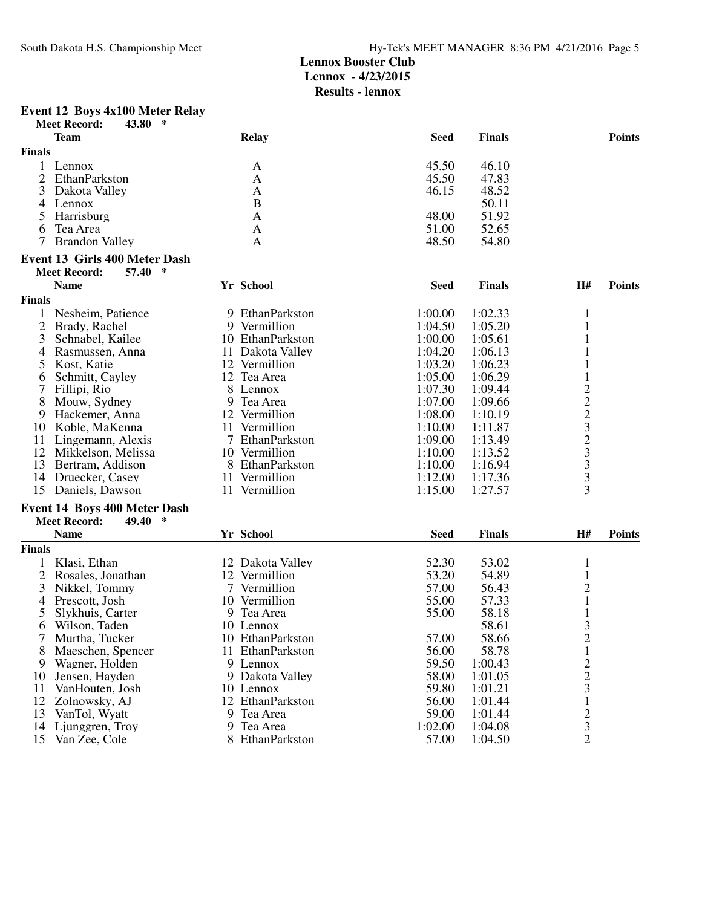**Lennox Booster Club**
**Lennox - 4/23/2015**
**Results - lennox**

### Event 12 Boys 4x100 Meter Relay

**Meet Record: 43.80 ***

| | Team | Relay | Seed | Finals | Points |
|---|---|---|---|---|---|
| **Finals** | | | | | |
| 1 | Lennox | A | 45.50 | 46.10 | |
| 2 | EthanParkston | A | 45.50 | 47.83 | |
| 3 | Dakota Valley | A | 46.15 | 48.52 | |
| 4 | Lennox | B | | 50.11 | |
| 5 | Harrisburg | A | 48.00 | 51.92 | |
| 6 | Tea Area | A | 51.00 | 52.65 | |
| 7 | Brandon Valley | A | 48.50 | 54.80 | |

### Event 13 Girls 400 Meter Dash

**Meet Record: 57.40 ***

| | Name | Yr | School | Seed | Finals | H# | Points |
|---|---|---|---|---|---|---|---|
| **Finals** | | | | | | | |
| 1 | Nesheim, Patience | 9 | EthanParkston | 1:00.00 | 1:02.33 | 1 | |
| 2 | Brady, Rachel | 9 | Vermillion | 1:04.50 | 1:05.20 | 1 | |
| 3 | Schnabel, Kailee | 10 | EthanParkston | 1:00.00 | 1:05.61 | 1 | |
| 4 | Rasmussen, Anna | 11 | Dakota Valley | 1:04.20 | 1:06.13 | 1 | |
| 5 | Kost, Katie | 12 | Vermillion | 1:03.20 | 1:06.23 | 1 | |
| 6 | Schmitt, Cayley | 12 | Tea Area | 1:05.00 | 1:06.29 | 1 | |
| 7 | Fillipi, Rio | 8 | Lennox | 1:07.30 | 1:09.44 | 2 | |
| 8 | Mouw, Sydney | 9 | Tea Area | 1:07.00 | 1:09.66 | 2 | |
| 9 | Hackemer, Anna | 12 | Vermillion | 1:08.00 | 1:10.19 | 2 | |
| 10 | Koble, MaKenna | 11 | Vermillion | 1:10.00 | 1:11.87 | 3 | |
| 11 | Lingemann, Alexis | 7 | EthanParkston | 1:09.00 | 1:13.49 | 2 | |
| 12 | Mikkelson, Melissa | 10 | Vermillion | 1:10.00 | 1:13.52 | 3 | |
| 13 | Bertram, Addison | 8 | EthanParkston | 1:10.00 | 1:16.94 | 3 | |
| 14 | Druecker, Casey | 11 | Vermillion | 1:12.00 | 1:17.36 | 3 | |
| 15 | Daniels, Dawson | 11 | Vermillion | 1:15.00 | 1:27.57 | 3 | |

### Event 14 Boys 400 Meter Dash

**Meet Record: 49.40 ***

| | Name | Yr | School | Seed | Finals | H# | Points |
|---|---|---|---|---|---|---|---|
| **Finals** | | | | | | | |
| 1 | Klasi, Ethan | 12 | Dakota Valley | 52.30 | 53.02 | 1 | |
| 2 | Rosales, Jonathan | 12 | Vermillion | 53.20 | 54.89 | 1 | |
| 3 | Nikkel, Tommy | 7 | Vermillion | 57.00 | 56.43 | 2 | |
| 4 | Prescott, Josh | 10 | Vermillion | 55.00 | 57.33 | 1 | |
| 5 | Slykhuis, Carter | 9 | Tea Area | 55.00 | 58.18 | 1 | |
| 6 | Wilson, Taden | 10 | Lennox | | 58.61 | 3 | |
| 7 | Murtha, Tucker | 10 | EthanParkston | 57.00 | 58.66 | 2 | |
| 8 | Maeschen, Spencer | 11 | EthanParkston | 56.00 | 58.78 | 1 | |
| 9 | Wagner, Holden | 9 | Lennox | 59.50 | 1:00.43 | 2 | |
| 10 | Jensen, Hayden | 9 | Dakota Valley | 58.00 | 1:01.05 | 2 | |
| 11 | VanHouten, Josh | 10 | Lennox | 59.80 | 1:01.21 | 3 | |
| 12 | Zolnowsky, AJ | 12 | EthanParkston | 56.00 | 1:01.44 | 1 | |
| 13 | VanTol, Wyatt | 9 | Tea Area | 59.00 | 1:01.44 | 2 | |
| 14 | Ljunggren, Troy | 9 | Tea Area | 1:02.00 | 1:04.08 | 3 | |
| 15 | Van Zee, Cole | 8 | EthanParkston | 57.00 | 1:04.50 | 2 | |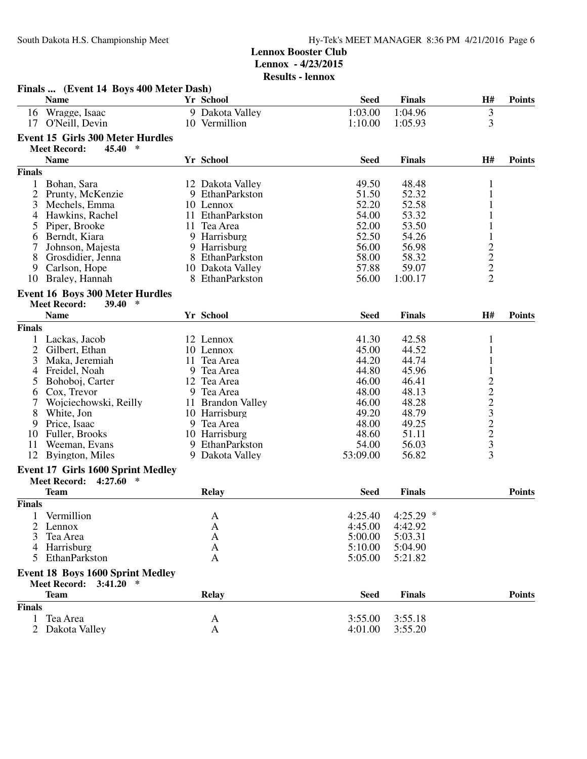**Lennox Booster Club**
**Lennox - 4/23/2015**
**Results - lennox**

### Finals ... (Event 14 Boys 400 Meter Dash)

| | Name | Yr | School | Seed | Finals | H# | Points |
|---|---|---|---|---|---|---|---|
| 16 | Wragge, Isaac | 9 | Dakota Valley | 1:03.00 | 1:04.96 | 3 | |
| 17 | O'Neill, Devin | 10 | Vermillion | 1:10.00 | 1:05.93 | 3 | |

### Event 15 Girls 300 Meter Hurdles

**Meet Record: 45.40 ***

| | Name | Yr | School | Seed | Finals | H# | Points |
|---|---|---|---|---|---|---|---|
| **Finals** | | | | | | | |
| 1 | Bohan, Sara | 12 | Dakota Valley | 49.50 | 48.48 | 1 | |
| 2 | Prunty, McKenzie | 9 | EthanParkston | 51.50 | 52.32 | 1 | |
| 3 | Mechels, Emma | 10 | Lennox | 52.20 | 52.58 | 1 | |
| 4 | Hawkins, Rachel | 11 | EthanParkston | 54.00 | 53.32 | 1 | |
| 5 | Piper, Brooke | 11 | Tea Area | 52.00 | 53.50 | 1 | |
| 6 | Berndt, Kiara | 9 | Harrisburg | 52.50 | 54.26 | 1 | |
| 7 | Johnson, Majesta | 9 | Harrisburg | 56.00 | 56.98 | 2 | |
| 8 | Grosdidier, Jenna | 8 | EthanParkston | 58.00 | 58.32 | 2 | |
| 9 | Carlson, Hope | 10 | Dakota Valley | 57.88 | 59.07 | 2 | |
| 10 | Braley, Hannah | 8 | EthanParkston | 56.00 | 1:00.17 | 2 | |

### Event 16 Boys 300 Meter Hurdles

**Meet Record: 39.40 ***

| | Name | Yr | School | Seed | Finals | H# | Points |
|---|---|---|---|---|---|---|---|
| **Finals** | | | | | | | |
| 1 | Lackas, Jacob | 12 | Lennox | 41.30 | 42.58 | 1 | |
| 2 | Gilbert, Ethan | 10 | Lennox | 45.00 | 44.52 | 1 | |
| 3 | Maka, Jeremiah | 11 | Tea Area | 44.20 | 44.74 | 1 | |
| 4 | Freidel, Noah | 9 | Tea Area | 44.80 | 45.96 | 1 | |
| 5 | Bohoboj, Carter | 12 | Tea Area | 46.00 | 46.41 | 2 | |
| 6 | Cox, Trevor | 9 | Tea Area | 48.00 | 48.13 | 2 | |
| 7 | Wojciechowski, Reilly | 11 | Brandon Valley | 46.00 | 48.28 | 2 | |
| 8 | White, Jon | 10 | Harrisburg | 49.20 | 48.79 | 3 | |
| 9 | Price, Isaac | 9 | Tea Area | 48.00 | 49.25 | 2 | |
| 10 | Fuller, Brooks | 10 | Harrisburg | 48.60 | 51.11 | 2 | |
| 11 | Weeman, Evans | 9 | EthanParkston | 54.00 | 56.03 | 3 | |
| 12 | Byington, Miles | 9 | Dakota Valley | 53:09.00 | 56.82 | 3 | |

### Event 17 Girls 1600 Sprint Medley

**Meet Record: 4:27.60 ***

| | Team | Relay | Seed | Finals | Points |
|---|---|---|---|---|---|
| **Finals** | | | | | |
| 1 | Vermillion | A | 4:25.40 | 4:25.29 * | |
| 2 | Lennox | A | 4:45.00 | 4:42.92 | |
| 3 | Tea Area | A | 5:00.00 | 5:03.31 | |
| 4 | Harrisburg | A | 5:10.00 | 5:04.90 | |
| 5 | EthanParkston | A | 5:05.00 | 5:21.82 | |

### Event 18 Boys 1600 Sprint Medley

**Meet Record: 3:41.20 ***

| | Team | Relay | Seed | Finals | Points |
|---|---|---|---|---|---|
| **Finals** | | | | | |
| 1 | Tea Area | A | 3:55.00 | 3:55.18 | |
| 2 | Dakota Valley | A | 4:01.00 | 3:55.20 | |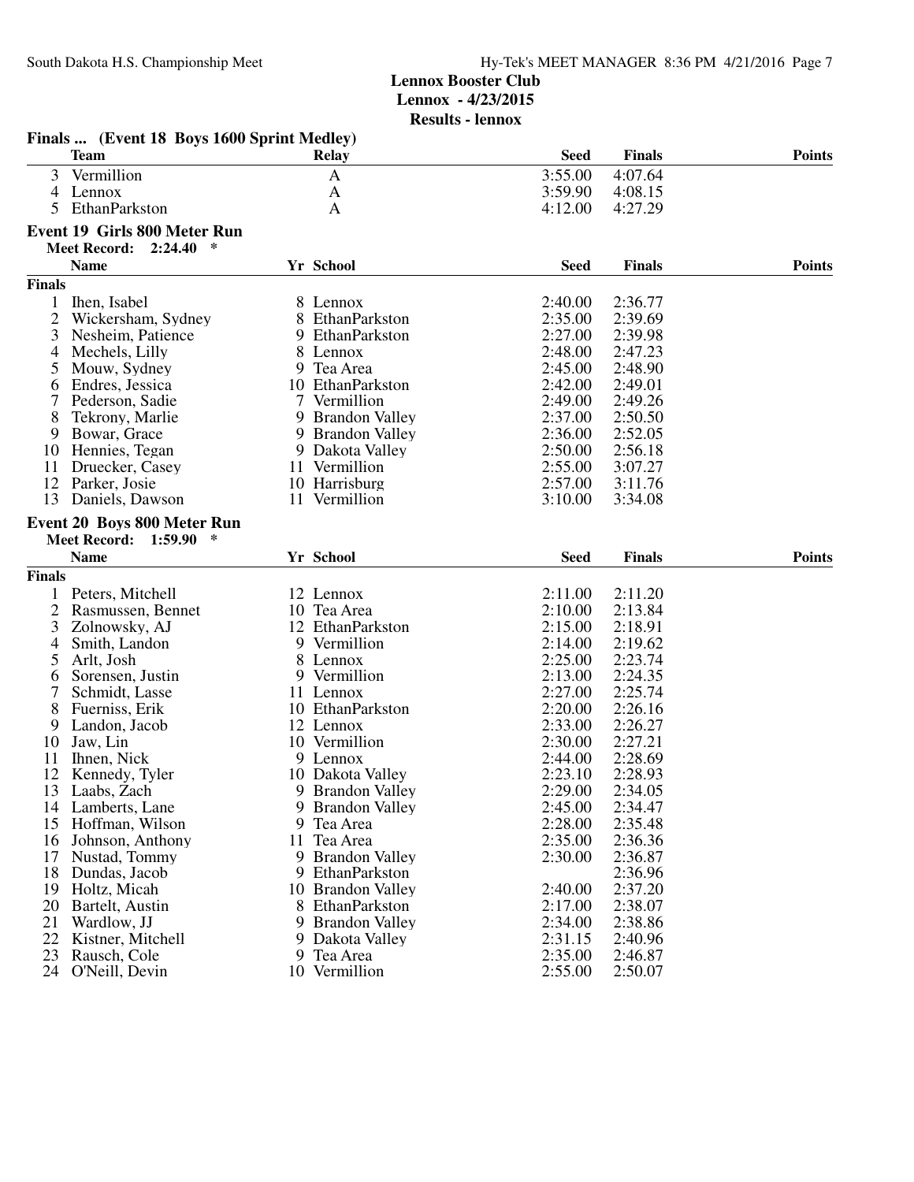# Lennox Booster Club

**Lennox - 4/23/2015**

**Results - lennox**

### Finals ... (Event 18 Boys 1600 Sprint Medley)

| | Team | Relay | Seed | Finals | Points |
|---|---|---|---|---|---|
| 3 | Vermillion | A | 3:55.00 | 4:07.64 | |
| 4 | Lennox | A | 3:59.90 | 4:08.15 | |
| 5 | EthanParkston | A | 4:12.00 | 4:27.29 | |

### Event 19 Girls 800 Meter Run

**Meet Record: 2:24.40 ***

| | Name | Yr | School | Seed | Finals | Points |
|---|---|---|---|---|---|---|
| **Finals** | | | | | | |
| 1 | Ihen, Isabel | 8 | Lennox | 2:40.00 | 2:36.77 | |
| 2 | Wickersham, Sydney | 8 | EthanParkston | 2:35.00 | 2:39.69 | |
| 3 | Nesheim, Patience | 9 | EthanParkston | 2:27.00 | 2:39.98 | |
| 4 | Mechels, Lilly | 8 | Lennox | 2:48.00 | 2:47.23 | |
| 5 | Mouw, Sydney | 9 | Tea Area | 2:45.00 | 2:48.90 | |
| 6 | Endres, Jessica | 10 | EthanParkston | 2:42.00 | 2:49.01 | |
| 7 | Pederson, Sadie | 7 | Vermillion | 2:49.00 | 2:49.26 | |
| 8 | Tekrony, Marlie | 9 | Brandon Valley | 2:37.00 | 2:50.50 | |
| 9 | Bowar, Grace | 9 | Brandon Valley | 2:36.00 | 2:52.05 | |
| 10 | Hennies, Tegan | 9 | Dakota Valley | 2:50.00 | 2:56.18 | |
| 11 | Druecker, Casey | 11 | Vermillion | 2:55.00 | 3:07.27 | |
| 12 | Parker, Josie | 10 | Harrisburg | 2:57.00 | 3:11.76 | |
| 13 | Daniels, Dawson | 11 | Vermillion | 3:10.00 | 3:34.08 | |

### Event 20 Boys 800 Meter Run

**Meet Record: 1:59.90 ***

| | Name | Yr | School | Seed | Finals | Points |
|---|---|---|---|---|---|---|
| **Finals** | | | | | | |
| 1 | Peters, Mitchell | 12 | Lennox | 2:11.00 | 2:11.20 | |
| 2 | Rasmussen, Bennet | 10 | Tea Area | 2:10.00 | 2:13.84 | |
| 3 | Zolnowsky, AJ | 12 | EthanParkston | 2:15.00 | 2:18.91 | |
| 4 | Smith, Landon | 9 | Vermillion | 2:14.00 | 2:19.62 | |
| 5 | Arlt, Josh | 8 | Lennox | 2:25.00 | 2:23.74 | |
| 6 | Sorensen, Justin | 9 | Vermillion | 2:13.00 | 2:24.35 | |
| 7 | Schmidt, Lasse | 11 | Lennox | 2:27.00 | 2:25.74 | |
| 8 | Fuerniss, Erik | 10 | EthanParkston | 2:20.00 | 2:26.16 | |
| 9 | Landon, Jacob | 12 | Lennox | 2:33.00 | 2:26.27 | |
| 10 | Jaw, Lin | 10 | Vermillion | 2:30.00 | 2:27.21 | |
| 11 | Ihnen, Nick | 9 | Lennox | 2:44.00 | 2:28.69 | |
| 12 | Kennedy, Tyler | 10 | Dakota Valley | 2:23.10 | 2:28.93 | |
| 13 | Laabs, Zach | 9 | Brandon Valley | 2:29.00 | 2:34.05 | |
| 14 | Lamberts, Lane | 9 | Brandon Valley | 2:45.00 | 2:34.47 | |
| 15 | Hoffman, Wilson | 9 | Tea Area | 2:28.00 | 2:35.48 | |
| 16 | Johnson, Anthony | 11 | Tea Area | 2:35.00 | 2:36.36 | |
| 17 | Nustad, Tommy | 9 | Brandon Valley | 2:30.00 | 2:36.87 | |
| 18 | Dundas, Jacob | 9 | EthanParkston | | 2:36.96 | |
| 19 | Holtz, Micah | 10 | Brandon Valley | 2:40.00 | 2:37.20 | |
| 20 | Bartelt, Austin | 8 | EthanParkston | 2:17.00 | 2:38.07 | |
| 21 | Wardlow, JJ | 9 | Brandon Valley | 2:34.00 | 2:38.86 | |
| 22 | Kistner, Mitchell | 9 | Dakota Valley | 2:31.15 | 2:40.96 | |
| 23 | Rausch, Cole | 9 | Tea Area | 2:35.00 | 2:46.87 | |
| 24 | O'Neill, Devin | 10 | Vermillion | 2:55.00 | 2:50.07 | |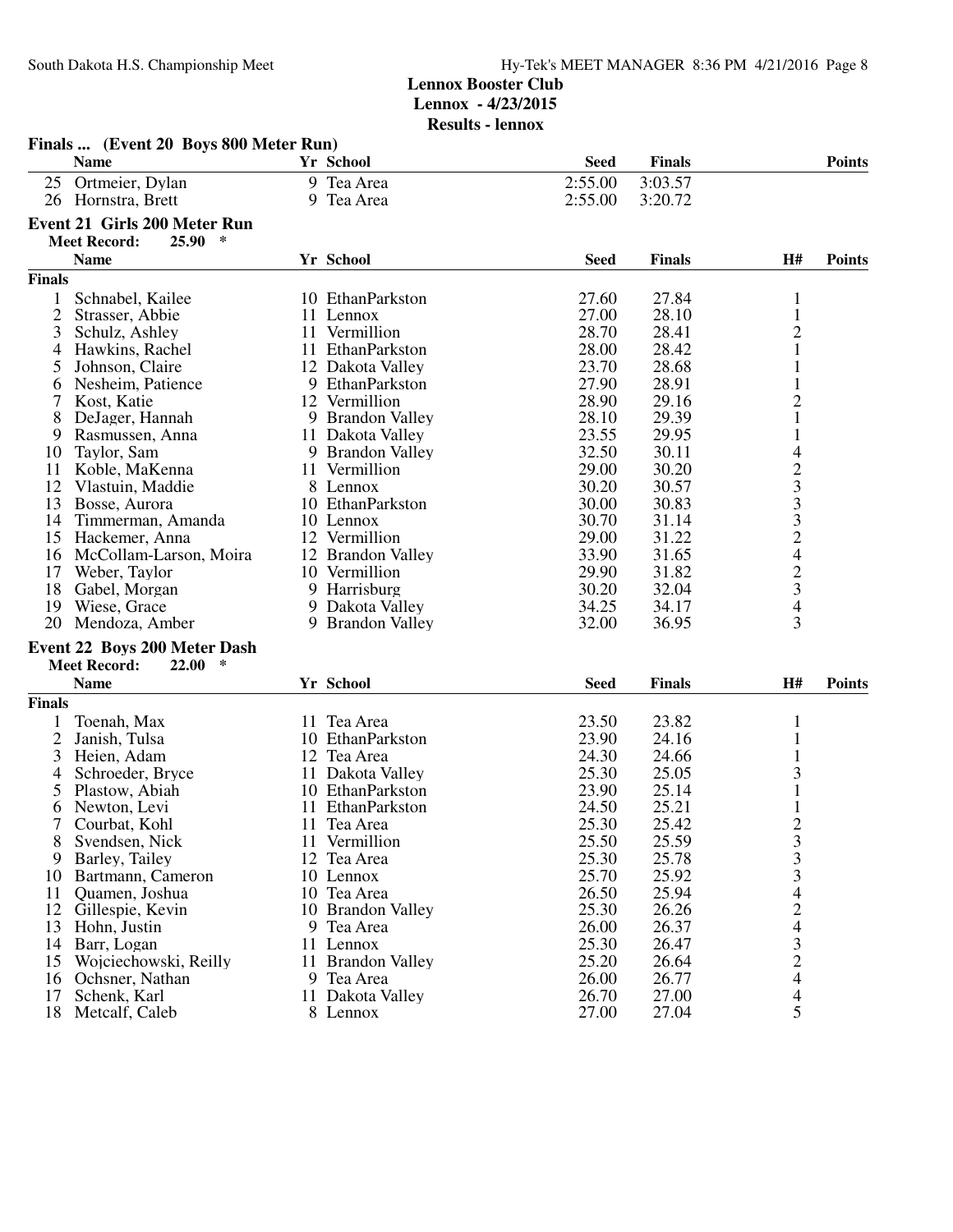## Lennox Booster Club

**Lennox - 4/23/2015**

**Results - lennox**

### Finals ... (Event 20 Boys 800 Meter Run)

| | Name | Yr | School | Seed | Finals | Points |
|---|---|---|---|---|---|---|
| 25 | Ortmeier, Dylan | 9 | Tea Area | 2:55.00 | 3:03.57 | |
| 26 | Hornstra, Brett | 9 | Tea Area | 2:55.00 | 3:20.72 | |

### Event 21 Girls 200 Meter Run

**Meet Record:** 25.90 *

| | Name | Yr | School | Seed | Finals | H# | Points |
|---|---|---|---|---|---|---|---|
| **Finals** | | | | | | | |
| 1 | Schnabel, Kailee | 10 | EthanParkston | 27.60 | 27.84 | 1 | |
| 2 | Strasser, Abbie | 11 | Lennox | 27.00 | 28.10 | 1 | |
| 3 | Schulz, Ashley | 11 | Vermillion | 28.70 | 28.41 | 2 | |
| 4 | Hawkins, Rachel | 11 | EthanParkston | 28.00 | 28.42 | 1 | |
| 5 | Johnson, Claire | 12 | Dakota Valley | 23.70 | 28.68 | 1 | |
| 6 | Nesheim, Patience | 9 | EthanParkston | 27.90 | 28.91 | 1 | |
| 7 | Kost, Katie | 12 | Vermillion | 28.90 | 29.16 | 2 | |
| 8 | DeJager, Hannah | 9 | Brandon Valley | 28.10 | 29.39 | 1 | |
| 9 | Rasmussen, Anna | 11 | Dakota Valley | 23.55 | 29.95 | 1 | |
| 10 | Taylor, Sam | 9 | Brandon Valley | 32.50 | 30.11 | 4 | |
| 11 | Koble, MaKenna | 11 | Vermillion | 29.00 | 30.20 | 2 | |
| 12 | Vlastuin, Maddie | 8 | Lennox | 30.20 | 30.57 | 3 | |
| 13 | Bosse, Aurora | 10 | EthanParkston | 30.00 | 30.83 | 3 | |
| 14 | Timmerman, Amanda | 10 | Lennox | 30.70 | 31.14 | 3 | |
| 15 | Hackemer, Anna | 12 | Vermillion | 29.00 | 31.22 | 2 | |
| 16 | McCollam-Larson, Moira | 12 | Brandon Valley | 33.90 | 31.65 | 4 | |
| 17 | Weber, Taylor | 10 | Vermillion | 29.90 | 31.82 | 2 | |
| 18 | Gabel, Morgan | 9 | Harrisburg | 30.20 | 32.04 | 3 | |
| 19 | Wiese, Grace | 9 | Dakota Valley | 34.25 | 34.17 | 4 | |
| 20 | Mendoza, Amber | 9 | Brandon Valley | 32.00 | 36.95 | 3 | |

### Event 22 Boys 200 Meter Dash

**Meet Record:** 22.00 *

| | Name | Yr | School | Seed | Finals | H# | Points |
|---|---|---|---|---|---|---|---|
| **Finals** | | | | | | | |
| 1 | Toenah, Max | 11 | Tea Area | 23.50 | 23.82 | 1 | |
| 2 | Janish, Tulsa | 10 | EthanParkston | 23.90 | 24.16 | 1 | |
| 3 | Heien, Adam | 12 | Tea Area | 24.30 | 24.66 | 1 | |
| 4 | Schroeder, Bryce | 11 | Dakota Valley | 25.30 | 25.05 | 3 | |
| 5 | Plastow, Abiah | 10 | EthanParkston | 23.90 | 25.14 | 1 | |
| 6 | Newton, Levi | 11 | EthanParkston | 24.50 | 25.21 | 1 | |
| 7 | Courbat, Kohl | 11 | Tea Area | 25.30 | 25.42 | 2 | |
| 8 | Svendsen, Nick | 11 | Vermillion | 25.50 | 25.59 | 3 | |
| 9 | Barley, Tailey | 12 | Tea Area | 25.30 | 25.78 | 3 | |
| 10 | Bartmann, Cameron | 10 | Lennox | 25.70 | 25.92 | 3 | |
| 11 | Quamen, Joshua | 10 | Tea Area | 26.50 | 25.94 | 4 | |
| 12 | Gillespie, Kevin | 10 | Brandon Valley | 25.30 | 26.26 | 2 | |
| 13 | Hohn, Justin | 9 | Tea Area | 26.00 | 26.37 | 4 | |
| 14 | Barr, Logan | 11 | Lennox | 25.30 | 26.47 | 3 | |
| 15 | Wojciechowski, Reilly | 11 | Brandon Valley | 25.20 | 26.64 | 2 | |
| 16 | Ochsner, Nathan | 9 | Tea Area | 26.00 | 26.77 | 4 | |
| 17 | Schenk, Karl | 11 | Dakota Valley | 26.70 | 27.00 | 4 | |
| 18 | Metcalf, Caleb | 8 | Lennox | 27.00 | 27.04 | 5 | |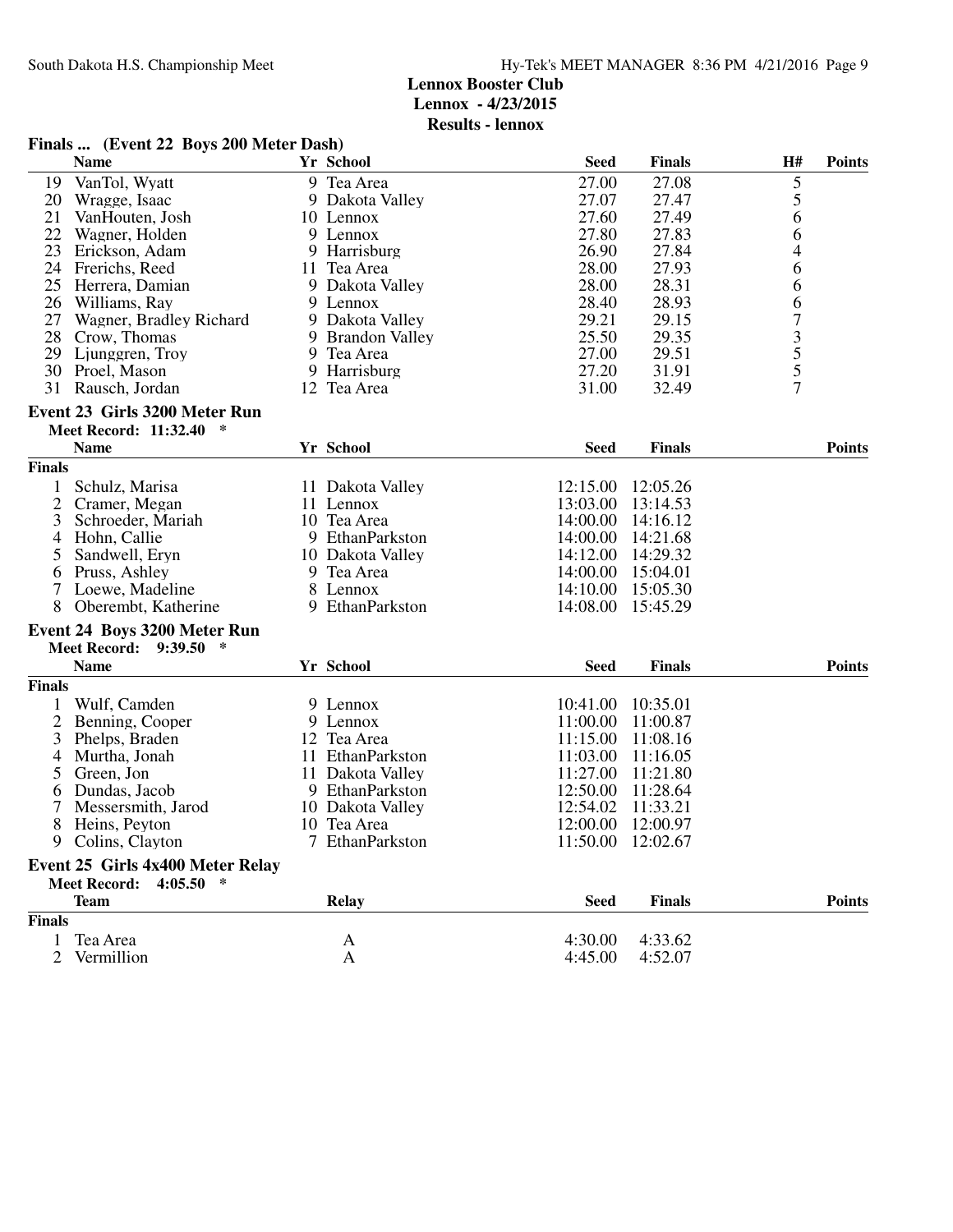**Lennox Booster Club**
**Lennox - 4/23/2015**
**Results - lennox**

### Finals ... (Event 22 Boys 200 Meter Dash)

| | Name | Yr | School | Seed | Finals | H# | Points |
|---|---|---|---|---|---|---|---|
| 19 | VanTol, Wyatt | 9 | Tea Area | 27.00 | 27.08 | 5 | |
| 20 | Wragge, Isaac | 9 | Dakota Valley | 27.07 | 27.47 | 5 | |
| 21 | VanHouten, Josh | 10 | Lennox | 27.60 | 27.49 | 6 | |
| 22 | Wagner, Holden | 9 | Lennox | 27.80 | 27.83 | 6 | |
| 23 | Erickson, Adam | 9 | Harrisburg | 26.90 | 27.84 | 4 | |
| 24 | Frerichs, Reed | 11 | Tea Area | 28.00 | 27.93 | 6 | |
| 25 | Herrera, Damian | 9 | Dakota Valley | 28.00 | 28.31 | 6 | |
| 26 | Williams, Ray | 9 | Lennox | 28.40 | 28.93 | 6 | |
| 27 | Wagner, Bradley Richard | 9 | Dakota Valley | 29.21 | 29.15 | 7 | |
| 28 | Crow, Thomas | 9 | Brandon Valley | 25.50 | 29.35 | 3 | |
| 29 | Ljunggren, Troy | 9 | Tea Area | 27.00 | 29.51 | 5 | |
| 30 | Proel, Mason | 9 | Harrisburg | 27.20 | 31.91 | 5 | |
| 31 | Rausch, Jordan | 12 | Tea Area | 31.00 | 32.49 | 7 | |

### Event 23 Girls 3200 Meter Run

**Meet Record: 11:32.40 ***

| | Name | Yr | School | Seed | Finals | Points |
|---|---|---|---|---|---|---|
| **Finals** | | | | | | |
| 1 | Schulz, Marisa | 11 | Dakota Valley | 12:15.00 | 12:05.26 | |
| 2 | Cramer, Megan | 11 | Lennox | 13:03.00 | 13:14.53 | |
| 3 | Schroeder, Mariah | 10 | Tea Area | 14:00.00 | 14:16.12 | |
| 4 | Hohn, Callie | 9 | EthanParkston | 14:00.00 | 14:21.68 | |
| 5 | Sandwell, Eryn | 10 | Dakota Valley | 14:12.00 | 14:29.32 | |
| 6 | Pruss, Ashley | 9 | Tea Area | 14:00.00 | 15:04.01 | |
| 7 | Loewe, Madeline | 8 | Lennox | 14:10.00 | 15:05.30 | |
| 8 | Oberembt, Katherine | 9 | EthanParkston | 14:08.00 | 15:45.29 | |

### Event 24 Boys 3200 Meter Run

**Meet Record: 9:39.50 ***

| | Name | Yr | School | Seed | Finals | Points |
|---|---|---|---|---|---|---|
| **Finals** | | | | | | |
| 1 | Wulf, Camden | 9 | Lennox | 10:41.00 | 10:35.01 | |
| 2 | Benning, Cooper | 9 | Lennox | 11:00.00 | 11:00.87 | |
| 3 | Phelps, Braden | 12 | Tea Area | 11:15.00 | 11:08.16 | |
| 4 | Murtha, Jonah | 11 | EthanParkston | 11:03.00 | 11:16.05 | |
| 5 | Green, Jon | 11 | Dakota Valley | 11:27.00 | 11:21.80 | |
| 6 | Dundas, Jacob | 9 | EthanParkston | 12:50.00 | 11:28.64 | |
| 7 | Messersmith, Jarod | 10 | Dakota Valley | 12:54.02 | 11:33.21 | |
| 8 | Heins, Peyton | 10 | Tea Area | 12:00.00 | 12:00.97 | |
| 9 | Colins, Clayton | 7 | EthanParkston | 11:50.00 | 12:02.67 | |

### Event 25 Girls 4x400 Meter Relay

**Meet Record: 4:05.50 ***

| | Team | Relay | Seed | Finals | Points |
|---|---|---|---|---|---|
| **Finals** | | | | | |
| 1 | Tea Area | A | 4:30.00 | 4:33.62 | |
| 2 | Vermillion | A | 4:45.00 | 4:52.07 | |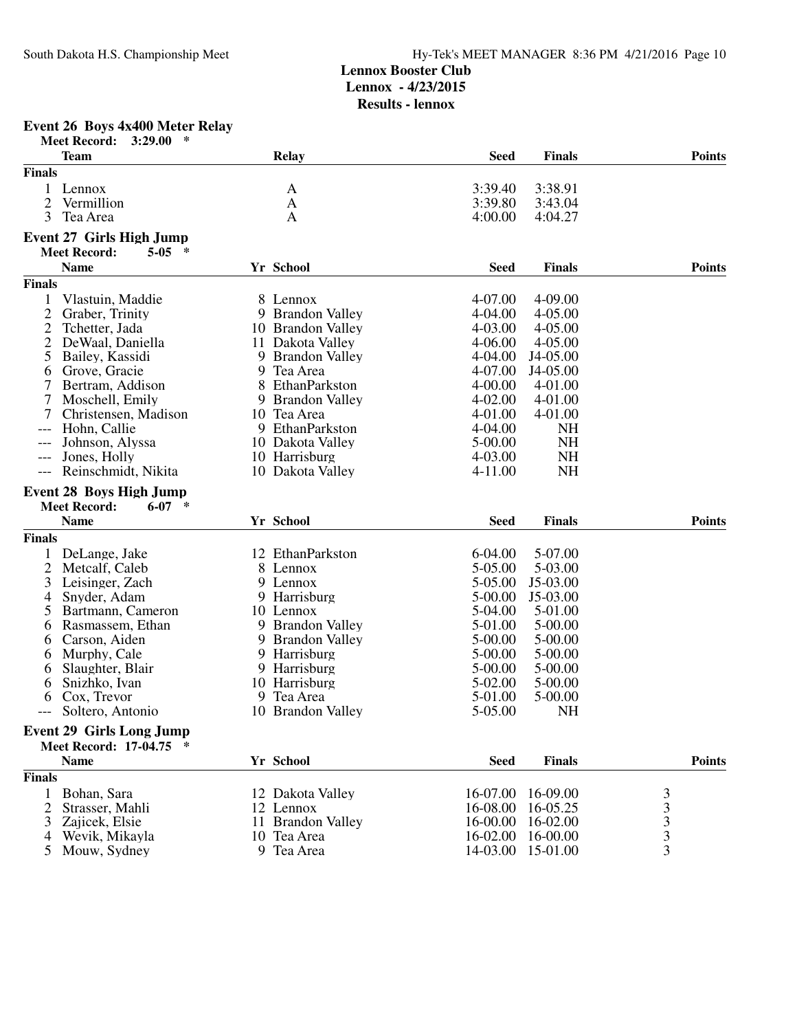**Lennox Booster Club**
**Lennox - 4/23/2015**
**Results - lennox**

### Event 26 Boys 4x400 Meter Relay

Meet Record: 3:29.00 *

| | Team | Relay | Seed | Finals | Points |
|---|---|---|---|---|---|
| **Finals** | | | | | |
| 1 | Lennox | A | 3:39.40 | 3:38.91 | |
| 2 | Vermillion | A | 3:39.80 | 3:43.04 | |
| 3 | Tea Area | A | 4:00.00 | 4:04.27 | |

### Event 27 Girls High Jump

Meet Record: 5-05 *

| | Name | Yr | School | Seed | Finals | Points |
|---|---|---|---|---|---|---|
| **Finals** | | | | | | |
| 1 | Vlastuin, Maddie | 8 | Lennox | 4-07.00 | 4-09.00 | |
| 2 | Graber, Trinity | 9 | Brandon Valley | 4-04.00 | 4-05.00 | |
| 2 | Tchetter, Jada | 10 | Brandon Valley | 4-03.00 | 4-05.00 | |
| 2 | DeWaal, Daniella | 11 | Dakota Valley | 4-06.00 | 4-05.00 | |
| 5 | Bailey, Kassidi | 9 | Brandon Valley | 4-04.00 | J4-05.00 | |
| 6 | Grove, Gracie | 9 | Tea Area | 4-07.00 | J4-05.00 | |
| 7 | Bertram, Addison | 8 | EthanParkston | 4-00.00 | 4-01.00 | |
| 7 | Moschell, Emily | 9 | Brandon Valley | 4-02.00 | 4-01.00 | |
| 7 | Christensen, Madison | 10 | Tea Area | 4-01.00 | 4-01.00 | |
| --- | Hohn, Callie | 9 | EthanParkston | 4-04.00 | NH | |
| --- | Johnson, Alyssa | 10 | Dakota Valley | 5-00.00 | NH | |
| --- | Jones, Holly | 10 | Harrisburg | 4-03.00 | NH | |
| --- | Reinschmidt, Nikita | 10 | Dakota Valley | 4-11.00 | NH | |

### Event 28 Boys High Jump

Meet Record: 6-07 *

| | Name | Yr | School | Seed | Finals | Points |
|---|---|---|---|---|---|---|
| **Finals** | | | | | | |
| 1 | DeLange, Jake | 12 | EthanParkston | 6-04.00 | 5-07.00 | |
| 2 | Metcalf, Caleb | 8 | Lennox | 5-05.00 | 5-03.00 | |
| 3 | Leisinger, Zach | 9 | Lennox | 5-05.00 | J5-03.00 | |
| 4 | Snyder, Adam | 9 | Harrisburg | 5-00.00 | J5-03.00 | |
| 5 | Bartmann, Cameron | 10 | Lennox | 5-04.00 | 5-01.00 | |
| 6 | Rasmassem, Ethan | 9 | Brandon Valley | 5-01.00 | 5-00.00 | |
| 6 | Carson, Aiden | 9 | Brandon Valley | 5-00.00 | 5-00.00 | |
| 6 | Murphy, Cale | 9 | Harrisburg | 5-00.00 | 5-00.00 | |
| 6 | Slaughter, Blair | 9 | Harrisburg | 5-00.00 | 5-00.00 | |
| 6 | Snizhko, Ivan | 10 | Harrisburg | 5-02.00 | 5-00.00 | |
| 6 | Cox, Trevor | 9 | Tea Area | 5-01.00 | 5-00.00 | |
| --- | Soltero, Antonio | 10 | Brandon Valley | 5-05.00 | NH | |

### Event 29 Girls Long Jump

Meet Record: 17-04.75 *

| | Name | Yr | School | Seed | Finals | Points |
|---|---|---|---|---|---|---|
| **Finals** | | | | | | |
| 1 | Bohan, Sara | 12 | Dakota Valley | 16-07.00 | 16-09.00 | 3 |
| 2 | Strasser, Mahli | 12 | Lennox | 16-08.00 | 16-05.25 | 3 |
| 3 | Zajicek, Elsie | 11 | Brandon Valley | 16-00.00 | 16-02.00 | 3 |
| 4 | Wevik, Mikayla | 10 | Tea Area | 16-02.00 | 16-00.00 | 3 |
| 5 | Mouw, Sydney | 9 | Tea Area | 14-03.00 | 15-01.00 | 3 |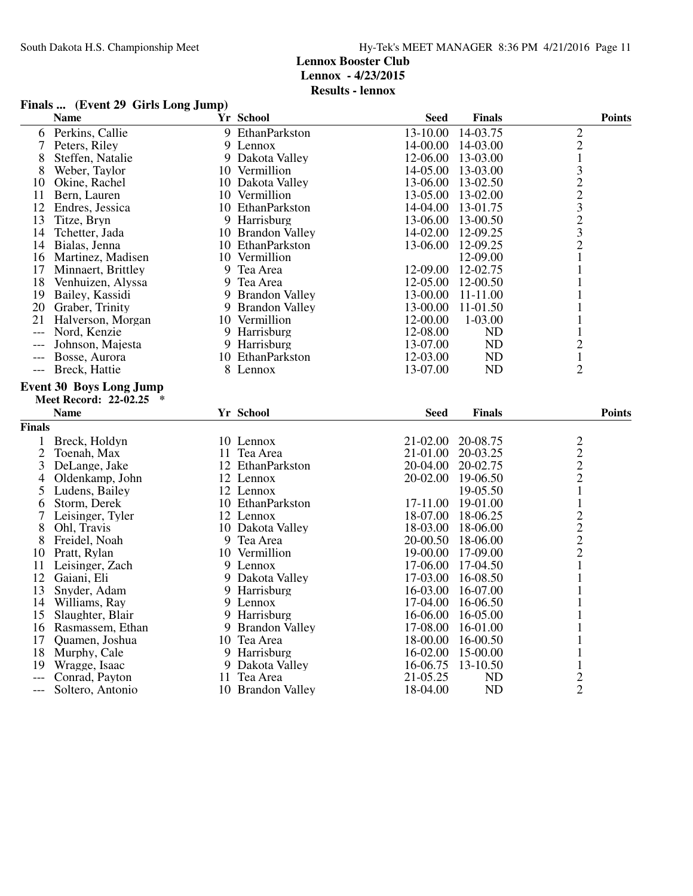**Lennox Booster Club**
**Lennox - 4/23/2015**
**Results - lennox**

### Finals ... (Event 29 Girls Long Jump)

| | Name | Yr | School | Seed | Finals | Points |
|---|---|---|---|---|---|---|
| 6 | Perkins, Callie | 9 | EthanParkston | 13-10.00 | 14-03.75 | 2 |
| 7 | Peters, Riley | 9 | Lennox | 14-00.00 | 14-03.00 | 2 |
| 8 | Steffen, Natalie | 9 | Dakota Valley | 12-06.00 | 13-03.00 | 1 |
| 8 | Weber, Taylor | 10 | Vermillion | 14-05.00 | 13-03.00 | 3 |
| 10 | Okine, Rachel | 10 | Dakota Valley | 13-06.00 | 13-02.50 | 2 |
| 11 | Bern, Lauren | 10 | Vermillion | 13-05.00 | 13-02.00 | 2 |
| 12 | Endres, Jessica | 10 | EthanParkston | 14-04.00 | 13-01.75 | 3 |
| 13 | Titze, Bryn | 9 | Harrisburg | 13-06.00 | 13-00.50 | 2 |
| 14 | Tchetter, Jada | 10 | Brandon Valley | 14-02.00 | 12-09.25 | 3 |
| 14 | Bialas, Jenna | 10 | EthanParkston | 13-06.00 | 12-09.25 | 2 |
| 16 | Martinez, Madisen | 10 | Vermillion | | 12-09.00 | 1 |
| 17 | Minnaert, Brittley | 9 | Tea Area | 12-09.00 | 12-02.75 | 1 |
| 18 | Venhuizen, Alyssa | 9 | Tea Area | 12-05.00 | 12-00.50 | 1 |
| 19 | Bailey, Kassidi | 9 | Brandon Valley | 13-00.00 | 11-11.00 | 1 |
| 20 | Graber, Trinity | 9 | Brandon Valley | 13-00.00 | 11-01.50 | 1 |
| 21 | Halverson, Morgan | 10 | Vermillion | 12-00.00 | 1-03.00 | 1 |
| --- | Nord, Kenzie | 9 | Harrisburg | 12-08.00 | ND | 1 |
| --- | Johnson, Majesta | 9 | Harrisburg | 13-07.00 | ND | 2 |
| --- | Bosse, Aurora | 10 | EthanParkston | 12-03.00 | ND | 1 |
| --- | Breck, Hattie | 8 | Lennox | 13-07.00 | ND | 2 |

### Event 30 Boys Long Jump

**Meet Record: 22-02.25 ***

**Finals**

| | Name | Yr | School | Seed | Finals | Points |
|---|---|---|---|---|---|---|
| 1 | Breck, Holdyn | 10 | Lennox | 21-02.00 | 20-08.75 | 2 |
| 2 | Toenah, Max | 11 | Tea Area | 21-01.00 | 20-03.25 | 2 |
| 3 | DeLange, Jake | 12 | EthanParkston | 20-04.00 | 20-02.75 | 2 |
| 4 | Oldenkamp, John | 12 | Lennox | 20-02.00 | 19-06.50 | 2 |
| 5 | Ludens, Bailey | 12 | Lennox | | 19-05.50 | 1 |
| 6 | Storm, Derek | 10 | EthanParkston | 17-11.00 | 19-01.00 | 1 |
| 7 | Leisinger, Tyler | 12 | Lennox | 18-07.00 | 18-06.25 | 2 |
| 8 | Ohl, Travis | 10 | Dakota Valley | 18-03.00 | 18-06.00 | 2 |
| 8 | Freidel, Noah | 9 | Tea Area | 20-00.50 | 18-06.00 | 2 |
| 10 | Pratt, Rylan | 10 | Vermillion | 19-00.00 | 17-09.00 | 2 |
| 11 | Leisinger, Zach | 9 | Lennox | 17-06.00 | 17-04.50 | 1 |
| 12 | Gaiani, Eli | 9 | Dakota Valley | 17-03.00 | 16-08.50 | 1 |
| 13 | Snyder, Adam | 9 | Harrisburg | 16-03.00 | 16-07.00 | 1 |
| 14 | Williams, Ray | 9 | Lennox | 17-04.00 | 16-06.50 | 1 |
| 15 | Slaughter, Blair | 9 | Harrisburg | 16-06.00 | 16-05.00 | 1 |
| 16 | Rasmassem, Ethan | 9 | Brandon Valley | 17-08.00 | 16-01.00 | 1 |
| 17 | Quamen, Joshua | 10 | Tea Area | 18-00.00 | 16-00.50 | 1 |
| 18 | Murphy, Cale | 9 | Harrisburg | 16-02.00 | 15-00.00 | 1 |
| 19 | Wragge, Isaac | 9 | Dakota Valley | 16-06.75 | 13-10.50 | 1 |
| --- | Conrad, Payton | 11 | Tea Area | 21-05.25 | ND | 2 |
| --- | Soltero, Antonio | 10 | Brandon Valley | 18-04.00 | ND | 2 |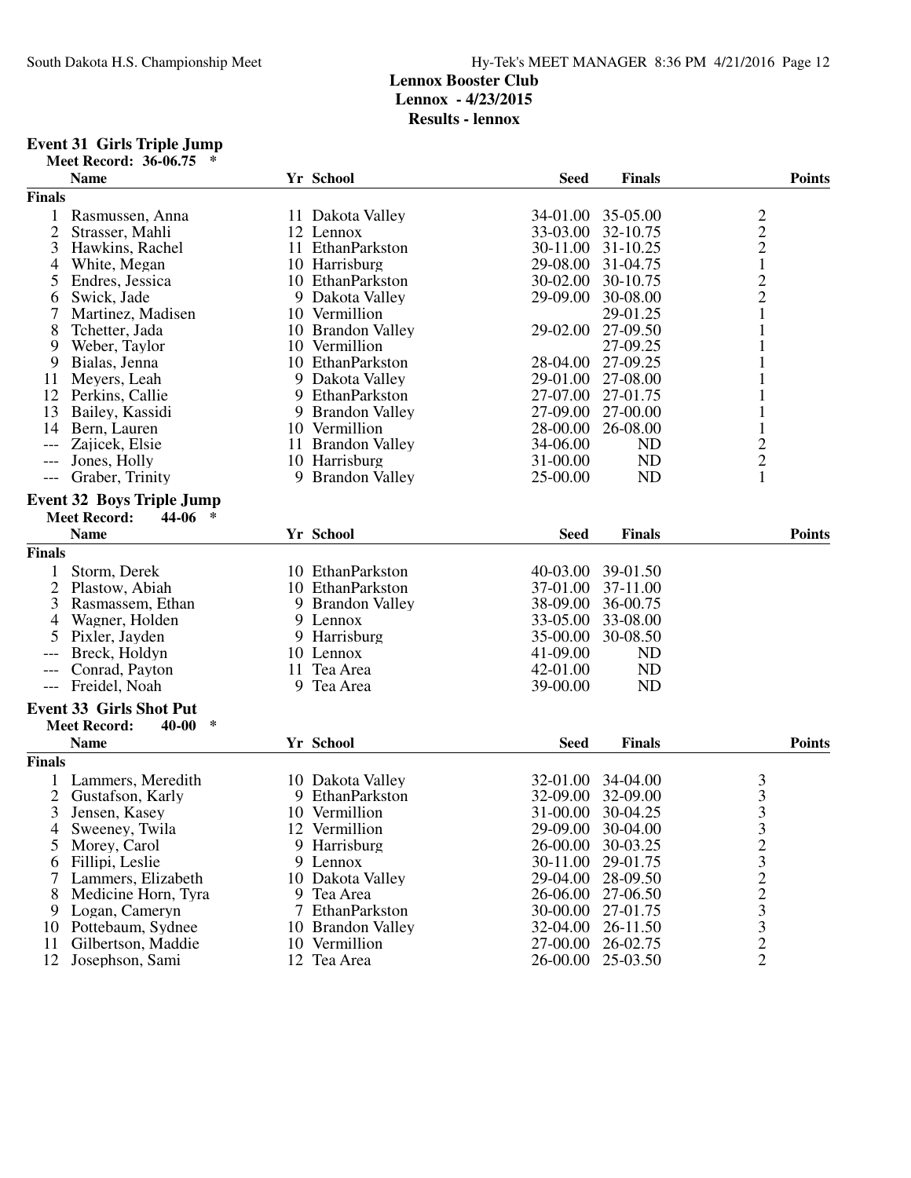## Lennox Booster Club
## Lennox - 4/23/2015
## Results - lennox

### Event 31 Girls Triple Jump

Meet Record: 36-06.75 *

| | Name | Yr | School | Seed | Finals | Points |
|---|---|---|---|---|---|---|
| **Finals** | | | | | | |
| 1 | Rasmussen, Anna | 11 | Dakota Valley | 34-01.00 | 35-05.00 | 2 |
| 2 | Strasser, Mahli | 12 | Lennox | 33-03.00 | 32-10.75 | 2 |
| 3 | Hawkins, Rachel | 11 | EthanParkston | 30-11.00 | 31-10.25 | 2 |
| 4 | White, Megan | 10 | Harrisburg | 29-08.00 | 31-04.75 | 1 |
| 5 | Endres, Jessica | 10 | EthanParkston | 30-02.00 | 30-10.75 | 2 |
| 6 | Swick, Jade | 9 | Dakota Valley | 29-09.00 | 30-08.00 | 2 |
| 7 | Martinez, Madisen | 10 | Vermillion | | 29-01.25 | 1 |
| 8 | Tchetter, Jada | 10 | Brandon Valley | 29-02.00 | 27-09.50 | 1 |
| 9 | Weber, Taylor | 10 | Vermillion | | 27-09.25 | 1 |
| 9 | Bialas, Jenna | 10 | EthanParkston | 28-04.00 | 27-09.25 | 1 |
| 11 | Meyers, Leah | 9 | Dakota Valley | 29-01.00 | 27-08.00 | 1 |
| 12 | Perkins, Callie | 9 | EthanParkston | 27-07.00 | 27-01.75 | 1 |
| 13 | Bailey, Kassidi | 9 | Brandon Valley | 27-09.00 | 27-00.00 | 1 |
| 14 | Bern, Lauren | 10 | Vermillion | 28-00.00 | 26-08.00 | 1 |
| --- | Zajicek, Elsie | 11 | Brandon Valley | 34-06.00 | ND | 2 |
| --- | Jones, Holly | 10 | Harrisburg | 31-00.00 | ND | 2 |
| --- | Graber, Trinity | 9 | Brandon Valley | 25-00.00 | ND | 1 |

### Event 32 Boys Triple Jump

Meet Record: 44-06 *

| | Name | Yr | School | Seed | Finals | Points |
|---|---|---|---|---|---|---|
| **Finals** | | | | | | |
| 1 | Storm, Derek | 10 | EthanParkston | 40-03.00 | 39-01.50 | |
| 2 | Plastow, Abiah | 10 | EthanParkston | 37-01.00 | 37-11.00 | |
| 3 | Rasmassem, Ethan | 9 | Brandon Valley | 38-09.00 | 36-00.75 | |
| 4 | Wagner, Holden | 9 | Lennox | 33-05.00 | 33-08.00 | |
| 5 | Pixler, Jayden | 9 | Harrisburg | 35-00.00 | 30-08.50 | |
| --- | Breck, Holdyn | 10 | Lennox | 41-09.00 | ND | |
| --- | Conrad, Payton | 11 | Tea Area | 42-01.00 | ND | |
| --- | Freidel, Noah | 9 | Tea Area | 39-00.00 | ND | |

### Event 33 Girls Shot Put

Meet Record: 40-00 *

| | Name | Yr | School | Seed | Finals | Points |
|---|---|---|---|---|---|---|
| **Finals** | | | | | | |
| 1 | Lammers, Meredith | 10 | Dakota Valley | 32-01.00 | 34-04.00 | 3 |
| 2 | Gustafson, Karly | 9 | EthanParkston | 32-09.00 | 32-09.00 | 3 |
| 3 | Jensen, Kasey | 10 | Vermillion | 31-00.00 | 30-04.25 | 3 |
| 4 | Sweeney, Twila | 12 | Vermillion | 29-09.00 | 30-04.00 | 3 |
| 5 | Morey, Carol | 9 | Harrisburg | 26-00.00 | 30-03.25 | 2 |
| 6 | Fillipi, Leslie | 9 | Lennox | 30-11.00 | 29-01.75 | 3 |
| 7 | Lammers, Elizabeth | 10 | Dakota Valley | 29-04.00 | 28-09.50 | 2 |
| 8 | Medicine Horn, Tyra | 9 | Tea Area | 26-06.00 | 27-06.50 | 2 |
| 9 | Logan, Cameryn | 7 | EthanParkston | 30-00.00 | 27-01.75 | 3 |
| 10 | Pottebaum, Sydnee | 10 | Brandon Valley | 32-04.00 | 26-11.50 | 3 |
| 11 | Gilbertson, Maddie | 10 | Vermillion | 27-00.00 | 26-02.75 | 2 |
| 12 | Josephson, Sami | 12 | Tea Area | 26-00.00 | 25-03.50 | 2 |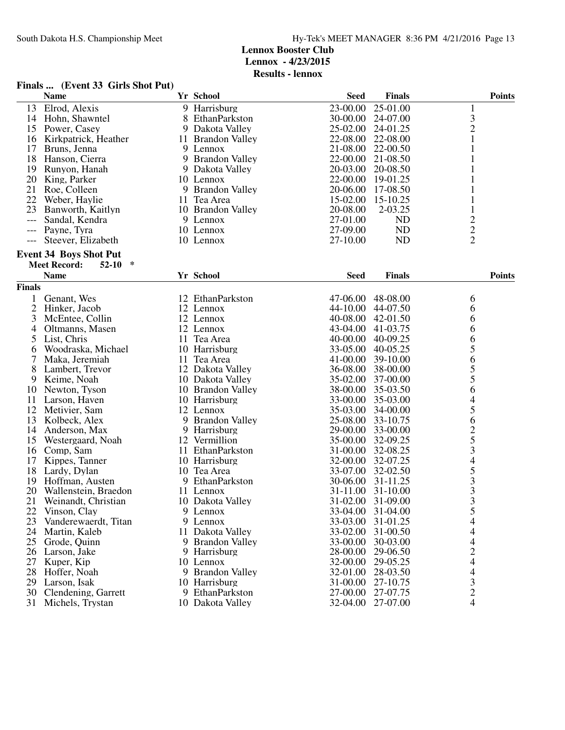**Lennox Booster Club**
**Lennox - 4/23/2015**
**Results - lennox**

## Finals ... (Event 33 Girls Shot Put)

| | Name | Yr | School | Seed | Finals | Points |
|---|---|---|---|---|---|---|
| 13 | Elrod, Alexis | 9 | Harrisburg | 23-00.00 | 25-01.00 | 1 |
| 14 | Hohn, Shawntel | 8 | EthanParkston | 30-00.00 | 24-07.00 | 3 |
| 15 | Power, Casey | 9 | Dakota Valley | 25-02.00 | 24-01.25 | 2 |
| 16 | Kirkpatrick, Heather | 11 | Brandon Valley | 22-08.00 | 22-08.00 | 1 |
| 17 | Bruns, Jenna | 9 | Lennox | 21-08.00 | 22-00.50 | 1 |
| 18 | Hanson, Cierra | 9 | Brandon Valley | 22-00.00 | 21-08.50 | 1 |
| 19 | Runyon, Hanah | 9 | Dakota Valley | 20-03.00 | 20-08.50 | 1 |
| 20 | King, Parker | 10 | Lennox | 22-00.00 | 19-01.25 | 1 |
| 21 | Roe, Colleen | 9 | Brandon Valley | 20-06.00 | 17-08.50 | 1 |
| 22 | Weber, Haylie | 11 | Tea Area | 15-02.00 | 15-10.25 | 1 |
| 23 | Banworth, Kaitlyn | 10 | Brandon Valley | 20-08.00 | 2-03.25 | 1 |
| --- | Sandal, Kendra | 9 | Lennox | 27-01.00 | ND | 2 |
| --- | Payne, Tyra | 10 | Lennox | 27-09.00 | ND | 2 |
| --- | Steever, Elizabeth | 10 | Lennox | 27-10.00 | ND | 2 |

## Event 34 Boys Shot Put

**Meet Record: 52-10 ***

**Finals**

| | Name | Yr | School | Seed | Finals | Points |
|---|---|---|---|---|---|---|
| 1 | Genant, Wes | 12 | EthanParkston | 47-06.00 | 48-08.00 | 6 |
| 2 | Hinker, Jacob | 12 | Lennox | 44-10.00 | 44-07.50 | 6 |
| 3 | McEntee, Collin | 12 | Lennox | 40-08.00 | 42-01.50 | 6 |
| 4 | Oltmanns, Masen | 12 | Lennox | 43-04.00 | 41-03.75 | 6 |
| 5 | List, Chris | 11 | Tea Area | 40-00.00 | 40-09.25 | 6 |
| 6 | Woodraska, Michael | 10 | Harrisburg | 33-05.00 | 40-05.25 | 5 |
| 7 | Maka, Jeremiah | 11 | Tea Area | 41-00.00 | 39-10.00 | 6 |
| 8 | Lambert, Trevor | 12 | Dakota Valley | 36-08.00 | 38-00.00 | 5 |
| 9 | Keime, Noah | 10 | Dakota Valley | 35-02.00 | 37-00.00 | 5 |
| 10 | Newton, Tyson | 10 | Brandon Valley | 38-00.00 | 35-03.50 | 6 |
| 11 | Larson, Haven | 10 | Harrisburg | 33-00.00 | 35-03.00 | 4 |
| 12 | Metivier, Sam | 12 | Lennox | 35-03.00 | 34-00.00 | 5 |
| 13 | Kolbeck, Alex | 9 | Brandon Valley | 25-08.00 | 33-10.75 | 6 |
| 14 | Anderson, Max | 9 | Harrisburg | 29-00.00 | 33-00.00 | 2 |
| 15 | Westergaard, Noah | 12 | Vermillion | 35-00.00 | 32-09.25 | 5 |
| 16 | Comp, Sam | 11 | EthanParkston | 31-00.00 | 32-08.25 | 3 |
| 17 | Kippes, Tanner | 10 | Harrisburg | 32-00.00 | 32-07.25 | 4 |
| 18 | Lardy, Dylan | 10 | Tea Area | 33-07.00 | 32-02.50 | 5 |
| 19 | Hoffman, Austen | 9 | EthanParkston | 30-06.00 | 31-11.25 | 3 |
| 20 | Wallenstein, Braedon | 11 | Lennox | 31-11.00 | 31-10.00 | 3 |
| 21 | Weinandt, Christian | 10 | Dakota Valley | 31-02.00 | 31-09.00 | 3 |
| 22 | Vinson, Clay | 9 | Lennox | 33-04.00 | 31-04.00 | 5 |
| 23 | Vanderewaerdt, Titan | 9 | Lennox | 33-03.00 | 31-01.25 | 4 |
| 24 | Martin, Kaleb | 11 | Dakota Valley | 33-02.00 | 31-00.50 | 4 |
| 25 | Grode, Quinn | 9 | Brandon Valley | 33-00.00 | 30-03.00 | 4 |
| 26 | Larson, Jake | 9 | Harrisburg | 28-00.00 | 29-06.50 | 2 |
| 27 | Kuper, Kip | 10 | Lennox | 32-00.00 | 29-05.25 | 4 |
| 28 | Hoffer, Noah | 9 | Brandon Valley | 32-01.00 | 28-03.50 | 4 |
| 29 | Larson, Isak | 10 | Harrisburg | 31-00.00 | 27-10.75 | 3 |
| 30 | Clendening, Garrett | 9 | EthanParkston | 27-00.00 | 27-07.75 | 2 |
| 31 | Michels, Trystan | 10 | Dakota Valley | 32-04.00 | 27-07.00 | 4 |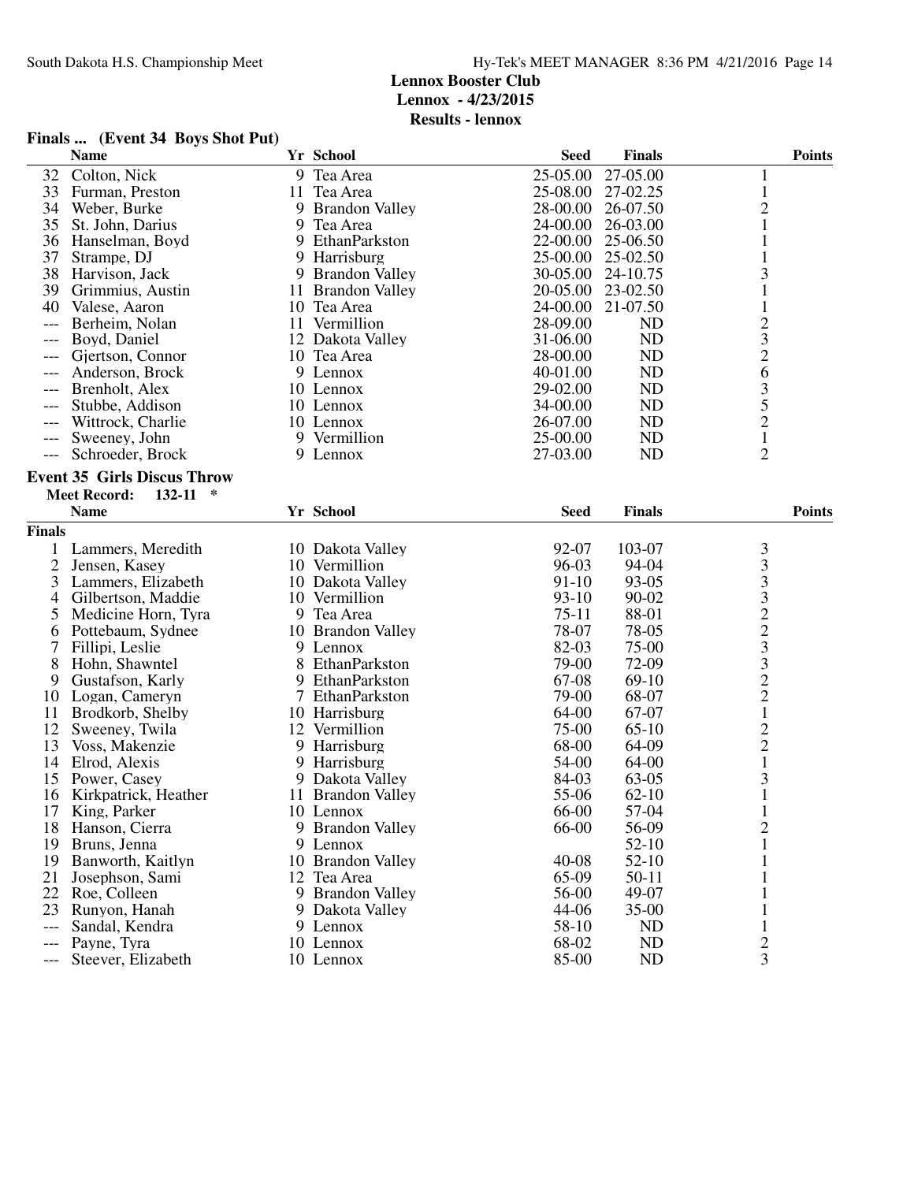# Lennox Booster Club
## Lennox - 4/23/2015
### Results - lennox

**Finals ... (Event 34 Boys Shot Put)**

| | Name | Yr | School | Seed | Finals | Points |
|---|---|---|---|---|---|---|
| 32 | Colton, Nick | 9 | Tea Area | 25-05.00 | 27-05.00 | 1 |
| 33 | Furman, Preston | 11 | Tea Area | 25-08.00 | 27-02.25 | 1 |
| 34 | Weber, Burke | 9 | Brandon Valley | 28-00.00 | 26-07.50 | 2 |
| 35 | St. John, Darius | 9 | Tea Area | 24-00.00 | 26-03.00 | 1 |
| 36 | Hanselman, Boyd | 9 | EthanParkston | 22-00.00 | 25-06.50 | 1 |
| 37 | Strampe, DJ | 9 | Harrisburg | 25-00.00 | 25-02.50 | 1 |
| 38 | Harvison, Jack | 9 | Brandon Valley | 30-05.00 | 24-10.75 | 3 |
| 39 | Grimmius, Austin | 11 | Brandon Valley | 20-05.00 | 23-02.50 | 1 |
| 40 | Valese, Aaron | 10 | Tea Area | 24-00.00 | 21-07.50 | 1 |
| --- | Berheim, Nolan | 11 | Vermillion | 28-09.00 | ND | 2 |
| --- | Boyd, Daniel | 12 | Dakota Valley | 31-06.00 | ND | 3 |
| --- | Gjertson, Connor | 10 | Tea Area | 28-00.00 | ND | 2 |
| --- | Anderson, Brock | 9 | Lennox | 40-01.00 | ND | 6 |
| --- | Brenholt, Alex | 10 | Lennox | 29-02.00 | ND | 3 |
| --- | Stubbe, Addison | 10 | Lennox | 34-00.00 | ND | 5 |
| --- | Wittrock, Charlie | 10 | Lennox | 26-07.00 | ND | 2 |
| --- | Sweeney, John | 9 | Vermillion | 25-00.00 | ND | 1 |
| --- | Schroeder, Brock | 9 | Lennox | 27-03.00 | ND | 2 |

**Event 35 Girls Discus Throw**

**Meet Record: 132-11 ***

**Finals**

| | Name | Yr | School | Seed | Finals | Points |
|---|---|---|---|---|---|---|
| 1 | Lammers, Meredith | 10 | Dakota Valley | 92-07 | 103-07 | 3 |
| 2 | Jensen, Kasey | 10 | Vermillion | 96-03 | 94-04 | 3 |
| 3 | Lammers, Elizabeth | 10 | Dakota Valley | 91-10 | 93-05 | 3 |
| 4 | Gilbertson, Maddie | 10 | Vermillion | 93-10 | 90-02 | 3 |
| 5 | Medicine Horn, Tyra | 9 | Tea Area | 75-11 | 88-01 | 2 |
| 6 | Pottebaum, Sydnee | 10 | Brandon Valley | 78-07 | 78-05 | 2 |
| 7 | Fillipi, Leslie | 9 | Lennox | 82-03 | 75-00 | 3 |
| 8 | Hohn, Shawntel | 8 | EthanParkston | 79-00 | 72-09 | 3 |
| 9 | Gustafson, Karly | 9 | EthanParkston | 67-08 | 69-10 | 2 |
| 10 | Logan, Cameryn | 7 | EthanParkston | 79-00 | 68-07 | 2 |
| 11 | Brodkorb, Shelby | 10 | Harrisburg | 64-00 | 67-07 | 1 |
| 12 | Sweeney, Twila | 12 | Vermillion | 75-00 | 65-10 | 2 |
| 13 | Voss, Makenzie | 9 | Harrisburg | 68-00 | 64-09 | 2 |
| 14 | Elrod, Alexis | 9 | Harrisburg | 54-00 | 64-00 | 1 |
| 15 | Power, Casey | 9 | Dakota Valley | 84-03 | 63-05 | 3 |
| 16 | Kirkpatrick, Heather | 11 | Brandon Valley | 55-06 | 62-10 | 1 |
| 17 | King, Parker | 10 | Lennox | 66-00 | 57-04 | 1 |
| 18 | Hanson, Cierra | 9 | Brandon Valley | 66-00 | 56-09 | 2 |
| 19 | Bruns, Jenna | 9 | Lennox | | 52-10 | 1 |
| 19 | Banworth, Kaitlyn | 10 | Brandon Valley | 40-08 | 52-10 | 1 |
| 21 | Josephson, Sami | 12 | Tea Area | 65-09 | 50-11 | 1 |
| 22 | Roe, Colleen | 9 | Brandon Valley | 56-00 | 49-07 | 1 |
| 23 | Runyon, Hanah | 9 | Dakota Valley | 44-06 | 35-00 | 1 |
| --- | Sandal, Kendra | 9 | Lennox | 58-10 | ND | 1 |
| --- | Payne, Tyra | 10 | Lennox | 68-02 | ND | 2 |
| --- | Steever, Elizabeth | 10 | Lennox | 85-00 | ND | 3 |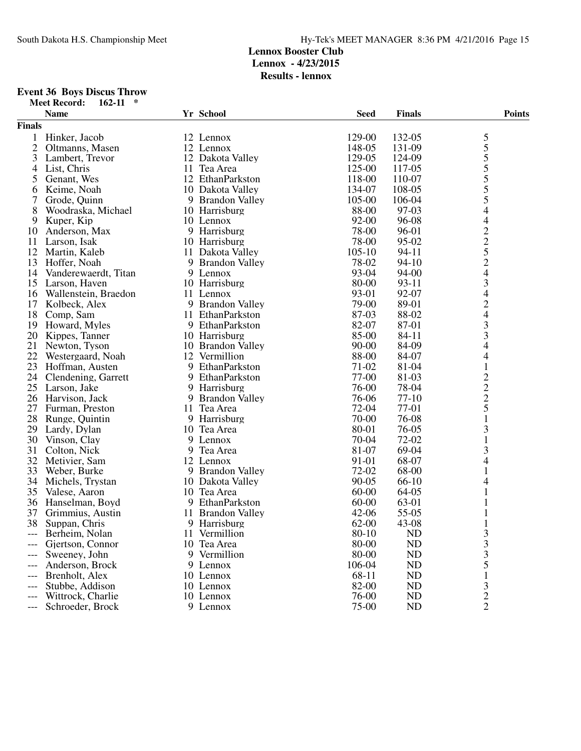**Lennox Booster Club**
**Lennox - 4/23/2015**
**Results - lennox**

### Event 36 Boys Discus Throw

Meet Record: 162-11 *

| | Name | Yr | School | Seed | Finals | Points |
|---|---|---|---|---|---|---|
| **Finals** | | | | | | |
| 1 | Hinker, Jacob | 12 | Lennox | 129-00 | 132-05 | 5 |
| 2 | Oltmanns, Masen | 12 | Lennox | 148-05 | 131-09 | 5 |
| 3 | Lambert, Trevor | 12 | Dakota Valley | 129-05 | 124-09 | 5 |
| 4 | List, Chris | 11 | Tea Area | 125-00 | 117-05 | 5 |
| 5 | Genant, Wes | 12 | EthanParkston | 118-00 | 110-07 | 5 |
| 6 | Keime, Noah | 10 | Dakota Valley | 134-07 | 108-05 | 5 |
| 7 | Grode, Quinn | 9 | Brandon Valley | 105-00 | 106-04 | 5 |
| 8 | Woodraska, Michael | 10 | Harrisburg | 88-00 | 97-03 | 4 |
| 9 | Kuper, Kip | 10 | Lennox | 92-00 | 96-08 | 4 |
| 10 | Anderson, Max | 9 | Harrisburg | 78-00 | 96-01 | 2 |
| 11 | Larson, Isak | 10 | Harrisburg | 78-00 | 95-02 | 2 |
| 12 | Martin, Kaleb | 11 | Dakota Valley | 105-10 | 94-11 | 5 |
| 13 | Hoffer, Noah | 9 | Brandon Valley | 78-02 | 94-10 | 2 |
| 14 | Vanderewaerdt, Titan | 9 | Lennox | 93-04 | 94-00 | 4 |
| 15 | Larson, Haven | 10 | Harrisburg | 80-00 | 93-11 | 3 |
| 16 | Wallenstein, Braedon | 11 | Lennox | 93-01 | 92-07 | 4 |
| 17 | Kolbeck, Alex | 9 | Brandon Valley | 79-00 | 89-01 | 2 |
| 18 | Comp, Sam | 11 | EthanParkston | 87-03 | 88-02 | 4 |
| 19 | Howard, Myles | 9 | EthanParkston | 82-07 | 87-01 | 3 |
| 20 | Kippes, Tanner | 10 | Harrisburg | 85-00 | 84-11 | 3 |
| 21 | Newton, Tyson | 10 | Brandon Valley | 90-00 | 84-09 | 4 |
| 22 | Westergaard, Noah | 12 | Vermillion | 88-00 | 84-07 | 4 |
| 23 | Hoffman, Austen | 9 | EthanParkston | 71-02 | 81-04 | 1 |
| 24 | Clendening, Garrett | 9 | EthanParkston | 77-00 | 81-03 | 2 |
| 25 | Larson, Jake | 9 | Harrisburg | 76-00 | 78-04 | 2 |
| 26 | Harvison, Jack | 9 | Brandon Valley | 76-06 | 77-10 | 2 |
| 27 | Furman, Preston | 11 | Tea Area | 72-04 | 77-01 | 5 |
| 28 | Runge, Quintin | 9 | Harrisburg | 70-00 | 76-08 | 1 |
| 29 | Lardy, Dylan | 10 | Tea Area | 80-01 | 76-05 | 3 |
| 30 | Vinson, Clay | 9 | Lennox | 70-04 | 72-02 | 1 |
| 31 | Colton, Nick | 9 | Tea Area | 81-07 | 69-04 | 3 |
| 32 | Metivier, Sam | 12 | Lennox | 91-01 | 68-07 | 4 |
| 33 | Weber, Burke | 9 | Brandon Valley | 72-02 | 68-00 | 1 |
| 34 | Michels, Trystan | 10 | Dakota Valley | 90-05 | 66-10 | 4 |
| 35 | Valese, Aaron | 10 | Tea Area | 60-00 | 64-05 | 1 |
| 36 | Hanselman, Boyd | 9 | EthanParkston | 60-00 | 63-01 | 1 |
| 37 | Grimmius, Austin | 11 | Brandon Valley | 42-06 | 55-05 | 1 |
| 38 | Suppan, Chris | 9 | Harrisburg | 62-00 | 43-08 | 1 |
| --- | Berheim, Nolan | 11 | Vermillion | 80-10 | ND | 3 |
| --- | Gjertson, Connor | 10 | Tea Area | 80-00 | ND | 3 |
| --- | Sweeney, John | 9 | Vermillion | 80-00 | ND | 3 |
| --- | Anderson, Brock | 9 | Lennox | 106-04 | ND | 5 |
| --- | Brenholt, Alex | 10 | Lennox | 68-11 | ND | 1 |
| --- | Stubbe, Addison | 10 | Lennox | 82-00 | ND | 3 |
| --- | Wittrock, Charlie | 10 | Lennox | 76-00 | ND | 2 |
| --- | Schroeder, Brock | 9 | Lennox | 75-00 | ND | 2 |